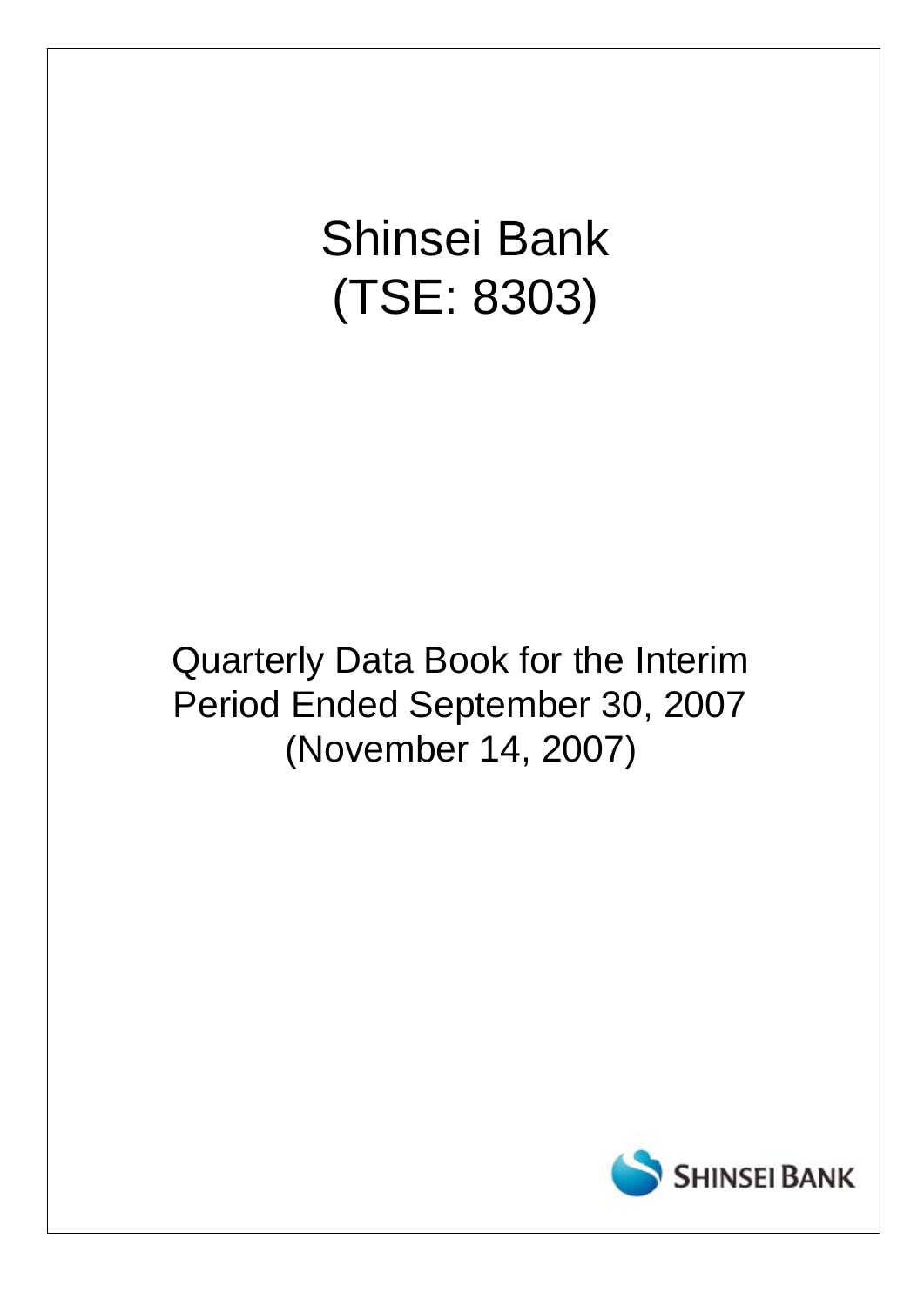# Shinsei Bank
# (TSE: 8303)

## Quarterly Data Book for the Interim Period Ended September 30, 2007
## (November 14, 2007)

SHINSEI BANK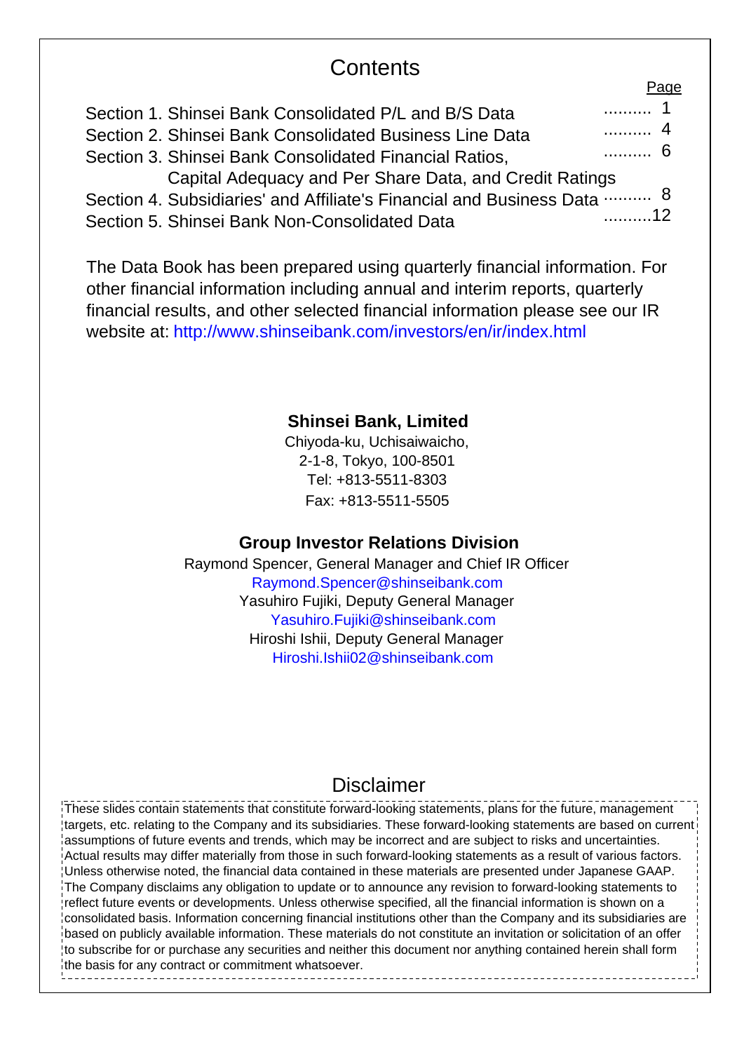# Contents

| | Page |
|---|---|
| Section 1. Shinsei Bank Consolidated P/L and B/S Data | .......... 1 |
| Section 2. Shinsei Bank Consolidated Business Line Data | .......... 4 |
| Section 3. Shinsei Bank Consolidated Financial Ratios, Capital Adequacy and Per Share Data, and Credit Ratings | .......... 6 |
| Section 4. Subsidiaries' and Affiliate's Financial and Business Data | .......... 8 |
| Section 5. Shinsei Bank Non-Consolidated Data | ..........12 |

The Data Book has been prepared using quarterly financial information. For other financial information including annual and interim reports, quarterly financial results, and other selected financial information please see our IR website at: http://www.shinseibank.com/investors/en/ir/index.html

**Shinsei Bank, Limited**

Chiyoda-ku, Uchisaiwaicho,
2-1-8, Tokyo, 100-8501
Tel: +813-5511-8303
Fax: +813-5511-5505

**Group Investor Relations Division**

Raymond Spencer, General Manager and Chief IR Officer
Raymond.Spencer@shinseibank.com
Yasuhiro Fujiki, Deputy General Manager
Yasuhiro.Fujiki@shinseibank.com
Hiroshi Ishii, Deputy General Manager
Hiroshi.Ishii02@shinseibank.com

## Disclaimer

These slides contain statements that constitute forward-looking statements, plans for the future, management targets, etc. relating to the Company and its subsidiaries. These forward-looking statements are based on current assumptions of future events and trends, which may be incorrect and are subject to risks and uncertainties. Actual results may differ materially from those in such forward-looking statements as a result of various factors. Unless otherwise noted, the financial data contained in these materials are presented under Japanese GAAP. The Company disclaims any obligation to update or to announce any revision to forward-looking statements to reflect future events or developments. Unless otherwise specified, all the financial information is shown on a consolidated basis. Information concerning financial institutions other than the Company and its subsidiaries are based on publicly available information. These materials do not constitute an invitation or solicitation of an offer to subscribe for or purchase any securities and neither this document nor anything contained herein shall form the basis for any contract or commitment whatsoever.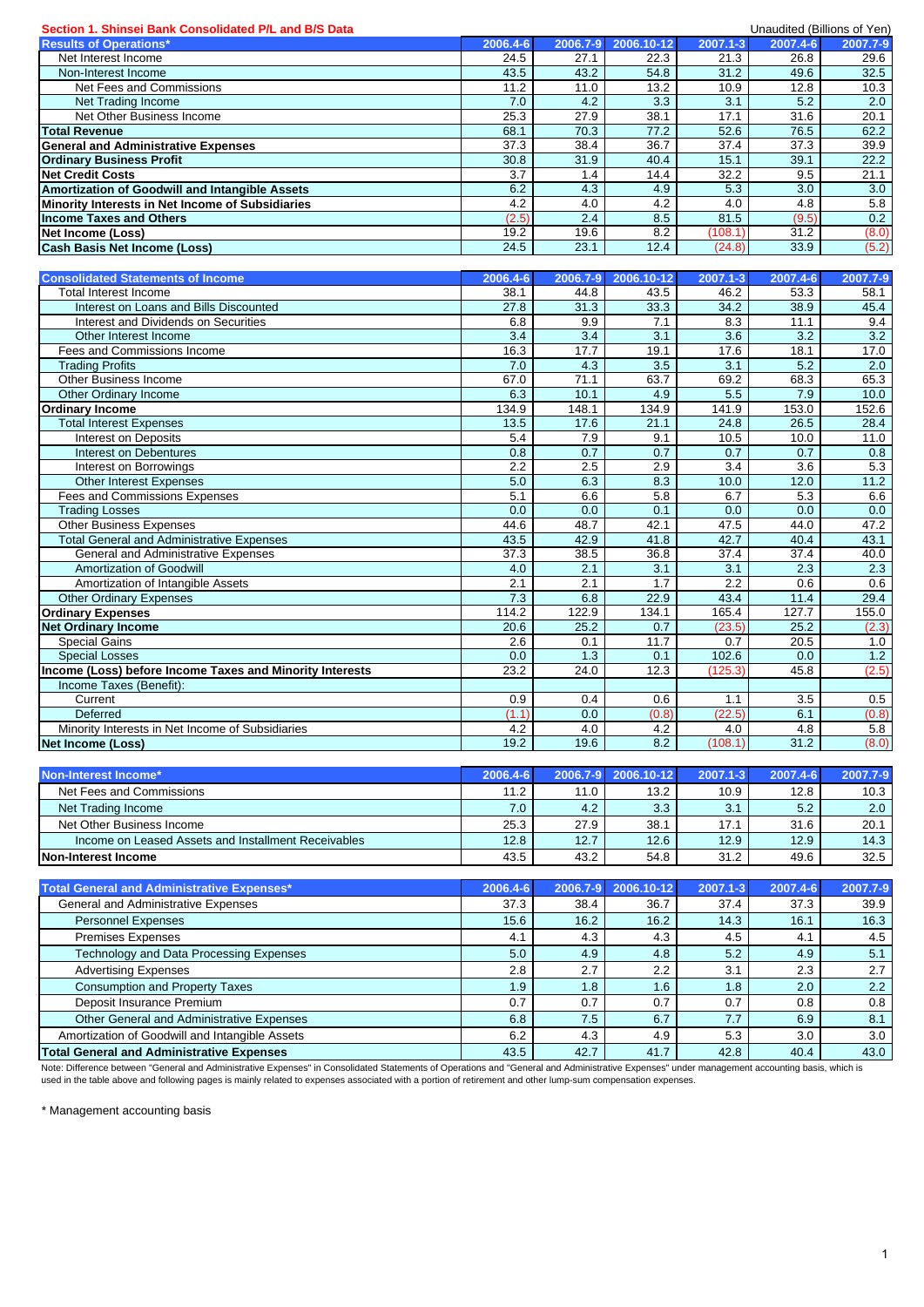**Section 1. Shinsei Bank Consolidated P/L and B/S Data**

Unaudited (Billions of Yen)

| Results of Operations* | 2006.4-6 | 2006.7-9 | 2006.10-12 | 2007.1-3 | 2007.4-6 | 2007.7-9 |
|---|---|---|---|---|---|---|
| Net Interest Income | 24.5 | 27.1 | 22.3 | 21.3 | 26.8 | 29.6 |
| Non-Interest Income | 43.5 | 43.2 | 54.8 | 31.2 | 49.6 | 32.5 |
| Net Fees and Commissions | 11.2 | 11.0 | 13.2 | 10.9 | 12.8 | 10.3 |
| Net Trading Income | 7.0 | 4.2 | 3.3 | 3.1 | 5.2 | 2.0 |
| Net Other Business Income | 25.3 | 27.9 | 38.1 | 17.1 | 31.6 | 20.1 |
| **Total Revenue** | 68.1 | 70.3 | 77.2 | 52.6 | 76.5 | 62.2 |
| **General and Administrative Expenses** | 37.3 | 38.4 | 36.7 | 37.4 | 37.3 | 39.9 |
| **Ordinary Business Profit** | 30.8 | 31.9 | 40.4 | 15.1 | 39.1 | 22.2 |
| **Net Credit Costs** | 3.7 | 1.4 | 14.4 | 32.2 | 9.5 | 21.1 |
| **Amortization of Goodwill and Intangible Assets** | 6.2 | 4.3 | 4.9 | 5.3 | 3.0 | 3.0 |
| **Minority Interests in Net Income of Subsidiaries** | 4.2 | 4.0 | 4.2 | 4.0 | 4.8 | 5.8 |
| **Income Taxes and Others** | (2.5) | 2.4 | 8.5 | 81.5 | (9.5) | 0.2 |
| **Net Income (Loss)** | 19.2 | 19.6 | 8.2 | (108.1) | 31.2 | (8.0) |
| **Cash Basis Net Income (Loss)** | 24.5 | 23.1 | 12.4 | (24.8) | 33.9 | (5.2) |

| Consolidated Statements of Income | 2006.4-6 | 2006.7-9 | 2006.10-12 | 2007.1-3 | 2007.4-6 | 2007.7-9 |
|---|---|---|---|---|---|---|
| Total Interest Income | 38.1 | 44.8 | 43.5 | 46.2 | 53.3 | 58.1 |
| Interest on Loans and Bills Discounted | 27.8 | 31.3 | 33.3 | 34.2 | 38.9 | 45.4 |
| Interest and Dividends on Securities | 6.8 | 9.9 | 7.1 | 8.3 | 11.1 | 9.4 |
| Other Interest Income | 3.4 | 3.4 | 3.1 | 3.6 | 3.2 | 3.2 |
| Fees and Commissions Income | 16.3 | 17.7 | 19.1 | 17.6 | 18.1 | 17.0 |
| Trading Profits | 7.0 | 4.3 | 3.5 | 3.1 | 5.2 | 2.0 |
| Other Business Income | 67.0 | 71.1 | 63.7 | 69.2 | 68.3 | 65.3 |
| Other Ordinary Income | 6.3 | 10.1 | 4.9 | 5.5 | 7.9 | 10.0 |
| **Ordinary Income** | 134.9 | 148.1 | 134.9 | 141.9 | 153.0 | 152.6 |
| Total Interest Expenses | 13.5 | 17.6 | 21.1 | 24.8 | 26.5 | 28.4 |
| Interest on Deposits | 5.4 | 7.9 | 9.1 | 10.5 | 10.0 | 11.0 |
| Interest on Debentures | 0.8 | 0.7 | 0.7 | 0.7 | 0.7 | 0.8 |
| Interest on Borrowings | 2.2 | 2.5 | 2.9 | 3.4 | 3.6 | 5.3 |
| Other Interest Expenses | 5.0 | 6.3 | 8.3 | 10.0 | 12.0 | 11.2 |
| Fees and Commissions Expenses | 5.1 | 6.6 | 5.8 | 6.7 | 5.3 | 6.6 |
| Trading Losses | 0.0 | 0.0 | 0.1 | 0.0 | 0.0 | 0.0 |
| Other Business Expenses | 44.6 | 48.7 | 42.1 | 47.5 | 44.0 | 47.2 |
| Total General and Administrative Expenses | 43.5 | 42.9 | 41.8 | 42.7 | 40.4 | 43.1 |
| General and Administrative Expenses | 37.3 | 38.5 | 36.8 | 37.4 | 37.4 | 40.0 |
| Amortization of Goodwill | 4.0 | 2.1 | 3.1 | 3.1 | 2.3 | 2.3 |
| Amortization of Intangible Assets | 2.1 | 2.1 | 1.7 | 2.2 | 0.6 | 0.6 |
| Other Ordinary Expenses | 7.3 | 6.8 | 22.9 | 43.4 | 11.4 | 29.4 |
| **Ordinary Expenses** | 114.2 | 122.9 | 134.1 | 165.4 | 127.7 | 155.0 |
| **Net Ordinary Income** | 20.6 | 25.2 | 0.7 | (23.5) | 25.2 | (2.3) |
| Special Gains | 2.6 | 0.1 | 11.7 | 0.7 | 20.5 | 1.0 |
| Special Losses | 0.0 | 1.3 | 0.1 | 102.6 | 0.0 | 1.2 |
| **Income (Loss) before Income Taxes and Minority Interests** | 23.2 | 24.0 | 12.3 | (125.3) | 45.8 | (2.5) |
| Income Taxes (Benefit): | | | | | | |
| Current | 0.9 | 0.4 | 0.6 | 1.1 | 3.5 | 0.5 |
| Deferred | (1.1) | 0.0 | (0.8) | (22.5) | 6.1 | (0.8) |
| Minority Interests in Net Income of Subsidiaries | 4.2 | 4.0 | 4.2 | 4.0 | 4.8 | 5.8 |
| **Net Income (Loss)** | 19.2 | 19.6 | 8.2 | (108.1) | 31.2 | (8.0) |

| Non-Interest Income* | 2006.4-6 | 2006.7-9 | 2006.10-12 | 2007.1-3 | 2007.4-6 | 2007.7-9 |
|---|---|---|---|---|---|---|
| Net Fees and Commissions | 11.2 | 11.0 | 13.2 | 10.9 | 12.8 | 10.3 |
| Net Trading Income | 7.0 | 4.2 | 3.3 | 3.1 | 5.2 | 2.0 |
| Net Other Business Income | 25.3 | 27.9 | 38.1 | 17.1 | 31.6 | 20.1 |
| Income on Leased Assets and Installment Receivables | 12.8 | 12.7 | 12.6 | 12.9 | 12.9 | 14.3 |
| **Non-Interest Income** | 43.5 | 43.2 | 54.8 | 31.2 | 49.6 | 32.5 |

| Total General and Administrative Expenses* | 2006.4-6 | 2006.7-9 | 2006.10-12 | 2007.1-3 | 2007.4-6 | 2007.7-9 |
|---|---|---|---|---|---|---|
| General and Administrative Expenses | 37.3 | 38.4 | 36.7 | 37.4 | 37.3 | 39.9 |
| Personnel Expenses | 15.6 | 16.2 | 16.2 | 14.3 | 16.1 | 16.3 |
| Premises Expenses | 4.1 | 4.3 | 4.3 | 4.5 | 4.1 | 4.5 |
| Technology and Data Processing Expenses | 5.0 | 4.9 | 4.8 | 5.2 | 4.9 | 5.1 |
| Advertising Expenses | 2.8 | 2.7 | 2.2 | 3.1 | 2.3 | 2.7 |
| Consumption and Property Taxes | 1.9 | 1.8 | 1.6 | 1.8 | 2.0 | 2.2 |
| Deposit Insurance Premium | 0.7 | 0.7 | 0.7 | 0.7 | 0.8 | 0.8 |
| Other General and Administrative Expenses | 6.8 | 7.5 | 6.7 | 7.7 | 6.9 | 8.1 |
| Amortization of Goodwill and Intangible Assets | 6.2 | 4.3 | 4.9 | 5.3 | 3.0 | 3.0 |
| **Total General and Administrative Expenses** | 43.5 | 42.7 | 41.7 | 42.8 | 40.4 | 43.0 |

Note: Difference between "General and Administrative Expenses" in Consolidated Statements of Operations and "General and Administrative Expenses" under management accounting basis, which is used in the table above and following pages is mainly related to expenses associated with a portion of retirement and other lump-sum compensation expenses.

\* Management accounting basis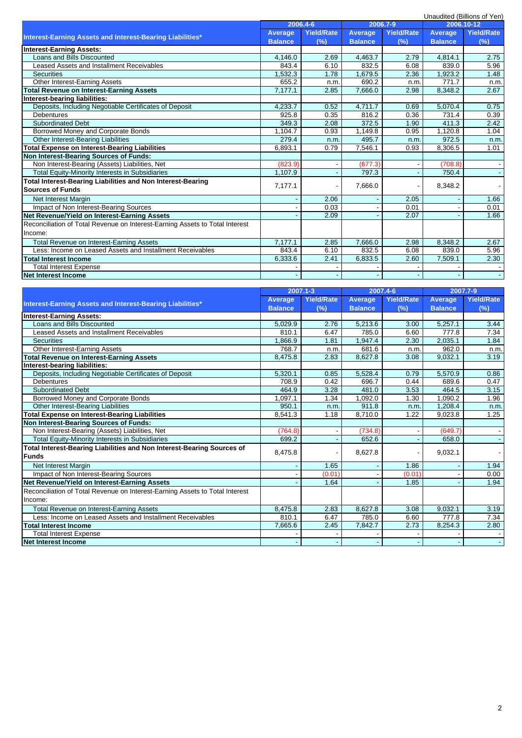Unaudited (Billions of Yen)

| Interest-Earning Assets and Interest-Bearing Liabilities* | 2006.4-6 | | 2006.7-9 | | 2006.10-12 | |
|---|---|---|---|---|---|---|
| | Average Balance | Yield/Rate (%) | Average Balance | Yield/Rate (%) | Average Balance | Yield/Rate (%) |
| **Interest-Earning Assets:** | | | | | | |
| Loans and Bills Discounted | 4,146.0 | 2.69 | 4,463.7 | 2.79 | 4,814.1 | 2.75 |
| Leased Assets and Installment Receivables | 843.4 | 6.10 | 832.5 | 6.08 | 839.0 | 5.96 |
| Securities | 1,532.3 | 1.78 | 1,679.5 | 2.36 | 1,923.2 | 1.48 |
| Other Interest-Earning Assets | 655.2 | n.m. | 690.2 | n.m. | 771.7 | n.m. |
| **Total Revenue on Interest-Earning Assets** | 7,177.1 | 2.85 | 7,666.0 | 2.98 | 8,348.2 | 2.67 |
| **Interest-bearing liabilities:** | | | | | | |
| Deposits, Including Negotiable Certificates of Deposit | 4,233.7 | 0.52 | 4,711.7 | 0.69 | 5,070.4 | 0.75 |
| Debentures | 925.8 | 0.35 | 816.2 | 0.36 | 731.4 | 0.39 |
| Subordinated Debt | 349.3 | 2.08 | 372.5 | 1.90 | 411.3 | 2.42 |
| Borrowed Money and Corporate Bonds | 1,104.7 | 0.93 | 1,149.8 | 0.95 | 1,120.8 | 1.04 |
| Other Interest-Bearing Liabilities | 279.4 | n.m. | 495.7 | n.m. | 972.5 | n.m. |
| **Total Expense on Interest-Bearing Liabilities** | 6,893.1 | 0.79 | 7,546.1 | 0.93 | 8,306.5 | 1.01 |
| **Non Interest-Bearing Sources of Funds:** | | | | | | |
| Non Interest-Bearing (Assets) Liabilities, Net | (823.9) | - | (677.3) | - | (708.8) | - |
| Total Equity-Minority Interests in Subsidiaries | 1,107.9 | - | 797.3 | - | 750.4 | - |
| **Total Interest-Bearing Liabilities and Non Interest-Bearing Sources of Funds** | 7,177.1 | - | 7,666.0 | - | 8,348.2 | - |
| Net Interest Margin | - | 2.06 | - | 2.05 | - | 1.66 |
| Impact of Non Interest-Bearing Sources | - | 0.03 | - | 0.01 | - | 0.01 |
| **Net Revenue/Yield on Interest-Earning Assets** | - | 2.09 | - | 2.07 | - | 1.66 |
| Reconciliation of Total Revenue on Interest-Earning Assets to Total Interest Income: | | | | | | |
| Total Revenue on Interest-Earning Assets | 7,177.1 | 2.85 | 7,666.0 | 2.98 | 8,348.2 | 2.67 |
| Less: Income on Leased Assets and Installment Receivables | 843.4 | 6.10 | 832.5 | 6.08 | 839.0 | 5.96 |
| **Total Interest Income** | 6,333.6 | 2.41 | 6,833.5 | 2.60 | 7,509.1 | 2.30 |
| Total Interest Expense | - | - | - | - | - | - |
| **Net Interest Income** | - | - | - | - | - | - |

| Interest-Earning Assets and Interest-Bearing Liabilities* | 2007.1-3 | | 2007.4-6 | | 2007.7-9 | |
|---|---|---|---|---|---|---|
| | Average Balance | Yield/Rate (%) | Average Balance | Yield/Rate (%) | Average Balance | Yield/Rate (%) |
| **Interest-Earning Assets:** | | | | | | |
| Loans and Bills Discounted | 5,029.9 | 2.76 | 5,213.6 | 3.00 | 5,257.1 | 3.44 |
| Leased Assets and Installment Receivables | 810.1 | 6.47 | 785.0 | 6.60 | 777.8 | 7.34 |
| Securities | 1,866.9 | 1.81 | 1,947.4 | 2.30 | 2,035.1 | 1.84 |
| Other Interest-Earning Assets | 768.7 | n.m. | 681.6 | n.m. | 962.0 | n.m. |
| **Total Revenue on Interest-Earning Assets** | 8,475.8 | 2.83 | 8,627.8 | 3.08 | 9,032.1 | 3.19 |
| **Interest-bearing liabilities:** | | | | | | |
| Deposits, Including Negotiable Certificates of Deposit | 5,320.1 | 0.85 | 5,528.4 | 0.79 | 5,570.9 | 0.86 |
| Debentures | 708.9 | 0.42 | 696.7 | 0.44 | 689.6 | 0.47 |
| Subordinated Debt | 464.9 | 3.28 | 481.0 | 3.53 | 464.5 | 3.15 |
| Borrowed Money and Corporate Bonds | 1,097.1 | 1.34 | 1,092.0 | 1.30 | 1,090.2 | 1.96 |
| Other Interest-Bearing Liabilities | 950.1 | n.m. | 911.8 | n.m. | 1,208.4 | n.m. |
| **Total Expense on Interest-Bearing Liabilities** | 8,541.3 | 1.18 | 8,710.0 | 1.22 | 9,023.8 | 1.25 |
| **Non Interest-Bearing Sources of Funds:** | | | | | | |
| Non Interest-Bearing (Assets) Liabilities, Net | (764.8) | - | (734.8) | - | (649.7) | - |
| Total Equity-Minority Interests in Subsidiaries | 699.2 | - | 652.6 | - | 658.0 | - |
| **Total Interest-Bearing Liabilities and Non Interest-Bearing Sources of Funds** | 8,475.8 | - | 8,627.8 | - | 9,032.1 | - |
| Net Interest Margin | - | 1.65 | - | 1.86 | - | 1.94 |
| Impact of Non Interest-Bearing Sources | - | (0.01) | - | (0.01) | - | 0.00 |
| **Net Revenue/Yield on Interest-Earning Assets** | - | 1.64 | - | 1.85 | - | 1.94 |
| Reconciliation of Total Revenue on Interest-Earning Assets to Total Interest Income: | | | | | | |
| Total Revenue on Interest-Earning Assets | 8,475.8 | 2.83 | 8,627.8 | 3.08 | 9,032.1 | 3.19 |
| Less: Income on Leased Assets and Installment Receivables | 810.1 | 6.47 | 785.0 | 6.60 | 777.8 | 7.34 |
| **Total Interest Income** | 7,665.6 | 2.45 | 7,842.7 | 2.73 | 8,254.3 | 2.80 |
| Total Interest Expense | - | - | - | - | - | - |
| **Net Interest Income** | - | - | - | - | - | - |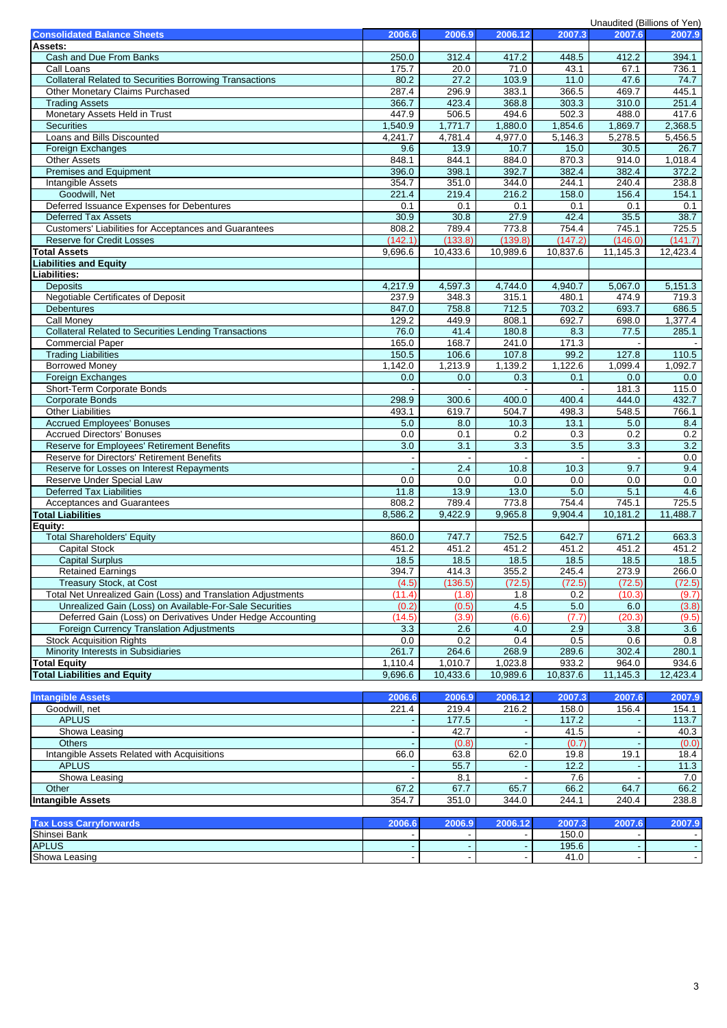Unaudited (Billions of Yen)

| Consolidated Balance Sheets | 2006.6 | 2006.9 | 2006.12 | 2007.3 | 2007.6 | 2007.9 |
|---|---|---|---|---|---|---|
| **Assets:** | | | | | | |
| Cash and Due From Banks | 250.0 | 312.4 | 417.2 | 448.5 | 412.2 | 394.1 |
| Call Loans | 175.7 | 20.0 | 71.0 | 43.1 | 67.1 | 736.1 |
| Collateral Related to Securities Borrowing Transactions | 80.2 | 27.2 | 103.9 | 11.0 | 47.6 | 74.7 |
| Other Monetary Claims Purchased | 287.4 | 296.9 | 383.1 | 366.5 | 469.7 | 445.1 |
| Trading Assets | 366.7 | 423.4 | 368.8 | 303.3 | 310.0 | 251.4 |
| Monetary Assets Held in Trust | 447.9 | 506.5 | 494.6 | 502.3 | 488.0 | 417.6 |
| Securities | 1,540.9 | 1,771.7 | 1,880.0 | 1,854.6 | 1,869.7 | 2,368.5 |
| Loans and Bills Discounted | 4,241.7 | 4,781.4 | 4,977.0 | 5,146.3 | 5,278.5 | 5,456.5 |
| Foreign Exchanges | 9.6 | 13.9 | 10.7 | 15.0 | 30.5 | 26.7 |
| Other Assets | 848.1 | 844.1 | 884.0 | 870.3 | 914.0 | 1,018.4 |
| Premises and Equipment | 396.0 | 398.1 | 392.7 | 382.4 | 382.4 | 372.2 |
| Intangible Assets | 354.7 | 351.0 | 344.0 | 244.1 | 240.4 | 238.8 |
| Goodwill, Net | 221.4 | 219.4 | 216.2 | 158.0 | 156.4 | 154.1 |
| Deferred Issuance Expenses for Debentures | 0.1 | 0.1 | 0.1 | 0.1 | 0.1 | 0.1 |
| Deferred Tax Assets | 30.9 | 30.8 | 27.9 | 42.4 | 35.5 | 38.7 |
| Customers' Liabilities for Acceptances and Guarantees | 808.2 | 789.4 | 773.8 | 754.4 | 745.1 | 725.5 |
| Reserve for Credit Losses | (142.1) | (133.8) | (139.8) | (147.2) | (146.0) | (141.7) |
| **Total Assets** | 9,696.6 | 10,433.6 | 10,989.6 | 10,837.6 | 11,145.3 | 12,423.4 |
| **Liabilities and Equity** | | | | | | |
| **Liabilities:** | | | | | | |
| Deposits | 4,217.9 | 4,597.3 | 4,744.0 | 4,940.7 | 5,067.0 | 5,151.3 |
| Negotiable Certificates of Deposit | 237.9 | 348.3 | 315.1 | 480.1 | 474.9 | 719.3 |
| Debentures | 847.0 | 758.8 | 712.5 | 703.2 | 693.7 | 686.5 |
| Call Money | 129.2 | 449.9 | 808.1 | 692.7 | 698.0 | 1,377.4 |
| Collateral Related to Securities Lending Transactions | 76.0 | 41.4 | 180.8 | 8.3 | 77.5 | 285.1 |
| Commercial Paper | 165.0 | 168.7 | 241.0 | 171.3 | - | - |
| Trading Liabilities | 150.5 | 106.6 | 107.8 | 99.2 | 127.8 | 110.5 |
| Borrowed Money | 1,142.0 | 1,213.9 | 1,139.2 | 1,122.6 | 1,099.4 | 1,092.7 |
| Foreign Exchanges | 0.0 | 0.0 | 0.3 | 0.1 | 0.0 | 0.0 |
| Short-Term Corporate Bonds | - | - | - | - | 181.3 | 115.0 |
| Corporate Bonds | 298.9 | 300.6 | 400.0 | 400.4 | 444.0 | 432.7 |
| Other Liabilities | 493.1 | 619.7 | 504.7 | 498.3 | 548.5 | 766.1 |
| Accrued Employees' Bonuses | 5.0 | 8.0 | 10.3 | 13.1 | 5.0 | 8.4 |
| Accrued Directors' Bonuses | 0.0 | 0.1 | 0.2 | 0.3 | 0.2 | 0.2 |
| Reserve for Employees' Retirement Benefits | 3.0 | 3.1 | 3.3 | 3.5 | 3.3 | 3.2 |
| Reserve for Directors' Retirement Benefits | - | - | - | - | - | 0.0 |
| Reserve for Losses on Interest Repayments | - | 2.4 | 10.8 | 10.3 | 9.7 | 9.4 |
| Reserve Under Special Law | 0.0 | 0.0 | 0.0 | 0.0 | 0.0 | 0.0 |
| Deferred Tax Liabilities | 11.8 | 13.9 | 13.0 | 5.0 | 5.1 | 4.6 |
| Acceptances and Guarantees | 808.2 | 789.4 | 773.8 | 754.4 | 745.1 | 725.5 |
| **Total Liabilities** | 8,586.2 | 9,422.9 | 9,965.8 | 9,904.4 | 10,181.2 | 11,488.7 |
| **Equity:** | | | | | | |
| Total Shareholders' Equity | 860.0 | 747.7 | 752.5 | 642.7 | 671.2 | 663.3 |
| Capital Stock | 451.2 | 451.2 | 451.2 | 451.2 | 451.2 | 451.2 |
| Capital Surplus | 18.5 | 18.5 | 18.5 | 18.5 | 18.5 | 18.5 |
| Retained Earnings | 394.7 | 414.3 | 355.2 | 245.4 | 273.9 | 266.0 |
| Treasury Stock, at Cost | (4.5) | (136.5) | (72.5) | (72.5) | (72.5) | (72.5) |
| Total Net Unrealized Gain (Loss) and Translation Adjustments | (11.4) | (1.8) | 1.8 | 0.2 | (10.3) | (9.7) |
| Unrealized Gain (Loss) on Available-For-Sale Securities | (0.2) | (0.5) | 4.5 | 5.0 | 6.0 | (3.8) |
| Deferred Gain (Loss) on Derivatives Under Hedge Accounting | (14.5) | (3.9) | (6.6) | (7.7) | (20.3) | (9.5) |
| Foreign Currency Translation Adjustments | 3.3 | 2.6 | 4.0 | 2.9 | 3.8 | 3.6 |
| Stock Acquisition Rights | 0.0 | 0.2 | 0.4 | 0.5 | 0.6 | 0.8 |
| Minority Interests in Subsidiaries | 261.7 | 264.6 | 268.9 | 289.6 | 302.4 | 280.1 |
| **Total Equity** | 1,110.4 | 1,010.7 | 1,023.8 | 933.2 | 964.0 | 934.6 |
| **Total Liabilities and Equity** | 9,696.6 | 10,433.6 | 10,989.6 | 10,837.6 | 11,145.3 | 12,423.4 |

| Intangible Assets | 2006.6 | 2006.9 | 2006.12 | 2007.3 | 2007.6 | 2007.9 |
|---|---|---|---|---|---|---|
| Goodwill, net | 221.4 | 219.4 | 216.2 | 158.0 | 156.4 | 154.1 |
| APLUS | - | 177.5 | - | 117.2 | - | 113.7 |
| Showa Leasing | - | 42.7 | - | 41.5 | - | 40.3 |
| Others | - | (0.8) | - | (0.7) | - | (0.0) |
| Intangible Assets Related with Acquisitions | 66.0 | 63.8 | 62.0 | 19.8 | 19.1 | 18.4 |
| APLUS | - | 55.7 | - | 12.2 | - | 11.3 |
| Showa Leasing | - | 8.1 | - | 7.6 | - | 7.0 |
| Other | 67.2 | 67.7 | 65.7 | 66.2 | 64.7 | 66.2 |
| **Intangible Assets** | 354.7 | 351.0 | 344.0 | 244.1 | 240.4 | 238.8 |

| Tax Loss Carryforwards | 2006.6 | 2006.9 | 2006.12 | 2007.3 | 2007.6 | 2007.9 |
|---|---|---|---|---|---|---|
| Shinsei Bank | - | - | - | 150.0 | - | - |
| APLUS | - | - | - | 195.6 | - | - |
| Showa Leasing | - | - | - | 41.0 | - | - |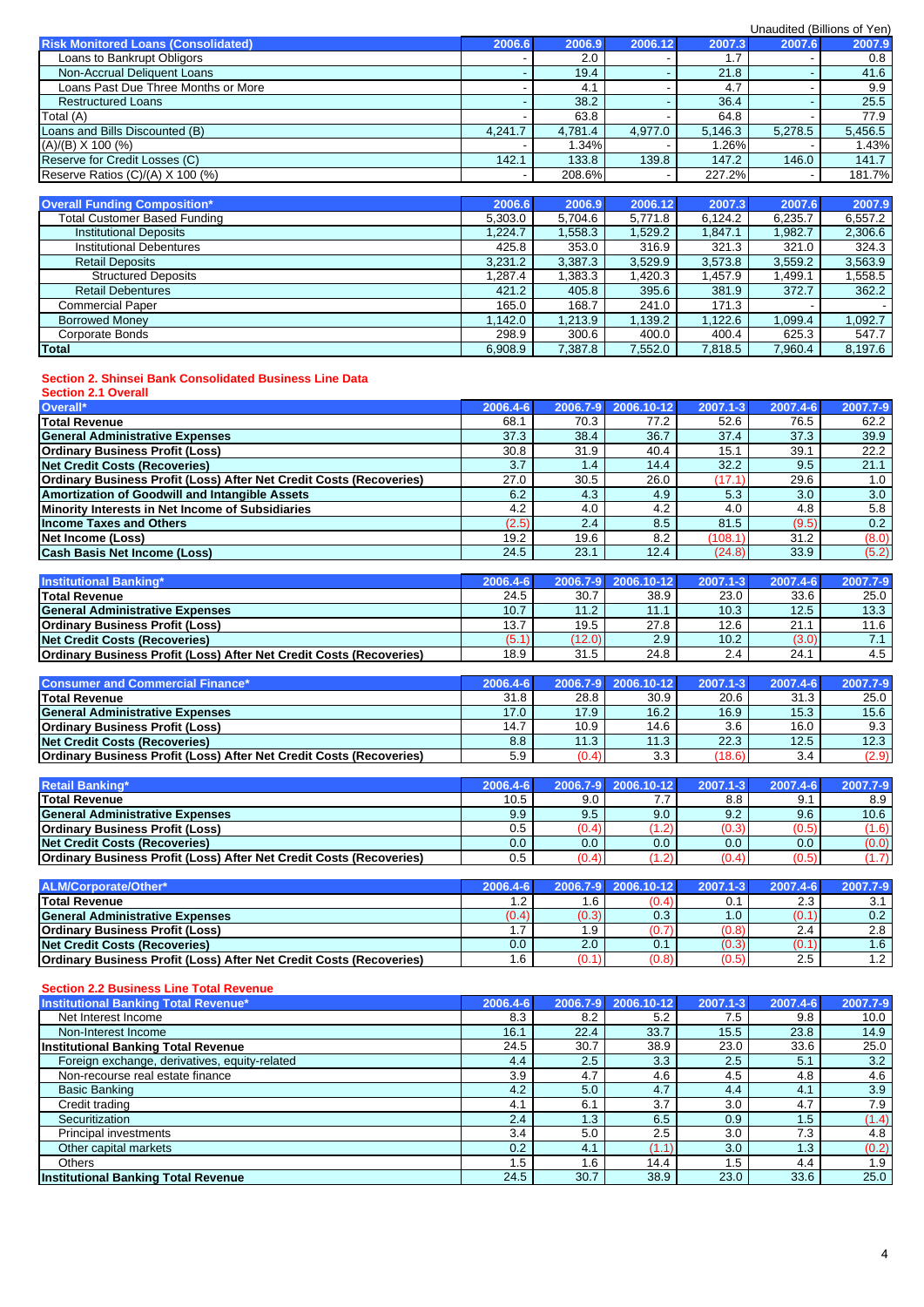Unaudited (Billions of Yen)

| Risk Monitored Loans (Consolidated) | 2006.6 | 2006.9 | 2006.12 | 2007.3 | 2007.6 | 2007.9 |
|---|---|---|---|---|---|---|
| Loans to Bankrupt Obligors | - | 2.0 | - | 1.7 | - | 0.8 |
| Non-Accrual Delinquent Loans | - | 19.4 | - | 21.8 | - | 41.6 |
| Loans Past Due Three Months or More | - | 4.1 | - | 4.7 | - | 9.9 |
| Restructured Loans | - | 38.2 | - | 36.4 | - | 25.5 |
| Total (A) | - | 63.8 | - | 64.8 | - | 77.9 |
| Loans and Bills Discounted (B) | 4,241.7 | 4,781.4 | 4,977.0 | 5,146.3 | 5,278.5 | 5,456.5 |
| (A)/(B) X 100 (%) | - | 1.34% | - | 1.26% | - | 1.43% |
| Reserve for Credit Losses (C) | 142.1 | 133.8 | 139.8 | 147.2 | 146.0 | 141.7 |
| Reserve Ratios (C)/(A) X 100 (%) | - | 208.6% | - | 227.2% | - | 181.7% |

| Overall Funding Composition* | 2006.6 | 2006.9 | 2006.12 | 2007.3 | 2007.6 | 2007.9 |
|---|---|---|---|---|---|---|
| Total Customer Based Funding | 5,303.0 | 5,704.6 | 5,771.8 | 6,124.2 | 6,235.7 | 6,557.2 |
| Institutional Deposits | 1,224.7 | 1,558.3 | 1,529.2 | 1,847.1 | 1,982.7 | 2,306.6 |
| Institutional Debentures | 425.8 | 353.0 | 316.9 | 321.3 | 321.0 | 324.3 |
| Retail Deposits | 3,231.2 | 3,387.3 | 3,529.9 | 3,573.8 | 3,559.2 | 3,563.9 |
| Structured Deposits | 1,287.4 | 1,383.3 | 1,420.3 | 1,457.9 | 1,499.1 | 1,558.5 |
| Retail Debentures | 421.2 | 405.8 | 395.6 | 381.9 | 372.7 | 362.2 |
| Commercial Paper | 165.0 | 168.7 | 241.0 | 171.3 | - | - |
| Borrowed Money | 1,142.0 | 1,213.9 | 1,139.2 | 1,122.6 | 1,099.4 | 1,092.7 |
| Corporate Bonds | 298.9 | 300.6 | 400.0 | 400.4 | 625.3 | 547.7 |
| Total | 6,908.9 | 7,387.8 | 7,552.0 | 7,818.5 | 7,960.4 | 8,197.6 |

## Section 2. Shinsei Bank Consolidated Business Line Data

### Section 2.1 Overall

| Overall* | 2006.4-6 | 2006.7-9 | 2006.10-12 | 2007.1-3 | 2007.4-6 | 2007.7-9 |
|---|---|---|---|---|---|---|
| **Total Revenue** | 68.1 | 70.3 | 77.2 | 52.6 | 76.5 | 62.2 |
| **General Administrative Expenses** | 37.3 | 38.4 | 36.7 | 37.4 | 37.3 | 39.9 |
| **Ordinary Business Profit (Loss)** | 30.8 | 31.9 | 40.4 | 15.1 | 39.1 | 22.2 |
| **Net Credit Costs (Recoveries)** | 3.7 | 1.4 | 14.4 | 32.2 | 9.5 | 21.1 |
| **Ordinary Business Profit (Loss) After Net Credit Costs (Recoveries)** | 27.0 | 30.5 | 26.0 | (17.1) | 29.6 | 1.0 |
| **Amortization of Goodwill and Intangible Assets** | 6.2 | 4.3 | 4.9 | 5.3 | 3.0 | 3.0 |
| **Minority Interests in Net Income of Subsidiaries** | 4.2 | 4.0 | 4.2 | 4.0 | 4.8 | 5.8 |
| **Income Taxes and Others** | (2.5) | 2.4 | 8.5 | 81.5 | (9.5) | 0.2 |
| **Net Income (Loss)** | 19.2 | 19.6 | 8.2 | (108.1) | 31.2 | (8.0) |
| **Cash Basis Net Income (Loss)** | 24.5 | 23.1 | 12.4 | (24.8) | 33.9 | (5.2) |

| Institutional Banking* | 2006.4-6 | 2006.7-9 | 2006.10-12 | 2007.1-3 | 2007.4-6 | 2007.7-9 |
|---|---|---|---|---|---|---|
| **Total Revenue** | 24.5 | 30.7 | 38.9 | 23.0 | 33.6 | 25.0 |
| **General Administrative Expenses** | 10.7 | 11.2 | 11.1 | 10.3 | 12.5 | 13.3 |
| **Ordinary Business Profit (Loss)** | 13.7 | 19.5 | 27.8 | 12.6 | 21.1 | 11.6 |
| **Net Credit Costs (Recoveries)** | (5.1) | (12.0) | 2.9 | 10.2 | (3.0) | 7.1 |
| **Ordinary Business Profit (Loss) After Net Credit Costs (Recoveries)** | 18.9 | 31.5 | 24.8 | 2.4 | 24.1 | 4.5 |

| Consumer and Commercial Finance* | 2006.4-6 | 2006.7-9 | 2006.10-12 | 2007.1-3 | 2007.4-6 | 2007.7-9 |
|---|---|---|---|---|---|---|
| **Total Revenue** | 31.8 | 28.8 | 30.9 | 20.6 | 31.3 | 25.0 |
| **General Administrative Expenses** | 17.0 | 17.9 | 16.2 | 16.9 | 15.3 | 15.6 |
| **Ordinary Business Profit (Loss)** | 14.7 | 10.9 | 14.6 | 3.6 | 16.0 | 9.3 |
| **Net Credit Costs (Recoveries)** | 8.8 | 11.3 | 11.3 | 22.3 | 12.5 | 12.3 |
| **Ordinary Business Profit (Loss) After Net Credit Costs (Recoveries)** | 5.9 | (0.4) | 3.3 | (18.6) | 3.4 | (2.9) |

| Retail Banking* | 2006.4-6 | 2006.7-9 | 2006.10-12 | 2007.1-3 | 2007.4-6 | 2007.7-9 |
|---|---|---|---|---|---|---|
| **Total Revenue** | 10.5 | 9.0 | 7.7 | 8.8 | 9.1 | 8.9 |
| **General Administrative Expenses** | 9.9 | 9.5 | 9.0 | 9.2 | 9.6 | 10.6 |
| **Ordinary Business Profit (Loss)** | 0.5 | (0.4) | (1.2) | (0.3) | (0.5) | (1.6) |
| **Net Credit Costs (Recoveries)** | 0.0 | 0.0 | 0.0 | 0.0 | 0.0 | (0.0) |
| **Ordinary Business Profit (Loss) After Net Credit Costs (Recoveries)** | 0.5 | (0.4) | (1.2) | (0.4) | (0.5) | (1.7) |

| ALM/Corporate/Other* | 2006.4-6 | 2006.7-9 | 2006.10-12 | 2007.1-3 | 2007.4-6 | 2007.7-9 |
|---|---|---|---|---|---|---|
| **Total Revenue** | 1.2 | 1.6 | (0.4) | 0.1 | 2.3 | 3.1 |
| **General Administrative Expenses** | (0.4) | (0.3) | 0.3 | 1.0 | (0.1) | 0.2 |
| **Ordinary Business Profit (Loss)** | 1.7 | 1.9 | (0.7) | (0.8) | 2.4 | 2.8 |
| **Net Credit Costs (Recoveries)** | 0.0 | 2.0 | 0.1 | (0.3) | (0.1) | 1.6 |
| **Ordinary Business Profit (Loss) After Net Credit Costs (Recoveries)** | 1.6 | (0.1) | (0.8) | (0.5) | 2.5 | 1.2 |

### Section 2.2 Business Line Total Revenue

| Institutional Banking Total Revenue* | 2006.4-6 | 2006.7-9 | 2006.10-12 | 2007.1-3 | 2007.4-6 | 2007.7-9 |
|---|---|---|---|---|---|---|
| Net Interest Income | 8.3 | 8.2 | 5.2 | 7.5 | 9.8 | 10.0 |
| Non-Interest Income | 16.1 | 22.4 | 33.7 | 15.5 | 23.8 | 14.9 |
| **Institutional Banking Total Revenue** | 24.5 | 30.7 | 38.9 | 23.0 | 33.6 | 25.0 |
| Foreign exchange, derivatives, equity-related | 4.4 | 2.5 | 3.3 | 2.5 | 5.1 | 3.2 |
| Non-recourse real estate finance | 3.9 | 4.7 | 4.6 | 4.5 | 4.8 | 4.6 |
| Basic Banking | 4.2 | 5.0 | 4.7 | 4.4 | 4.1 | 3.9 |
| Credit trading | 4.1 | 6.1 | 3.7 | 3.0 | 4.7 | 7.9 |
| Securitization | 2.4 | 1.3 | 6.5 | 0.9 | 1.5 | (1.4) |
| Principal investments | 3.4 | 5.0 | 2.5 | 3.0 | 7.3 | 4.8 |
| Other capital markets | 0.2 | 4.1 | (1.1) | 3.0 | 1.3 | (0.2) |
| Others | 1.5 | 1.6 | 14.4 | 1.5 | 4.4 | 1.9 |
| **Institutional Banking Total Revenue** | 24.5 | 30.7 | 38.9 | 23.0 | 33.6 | 25.0 |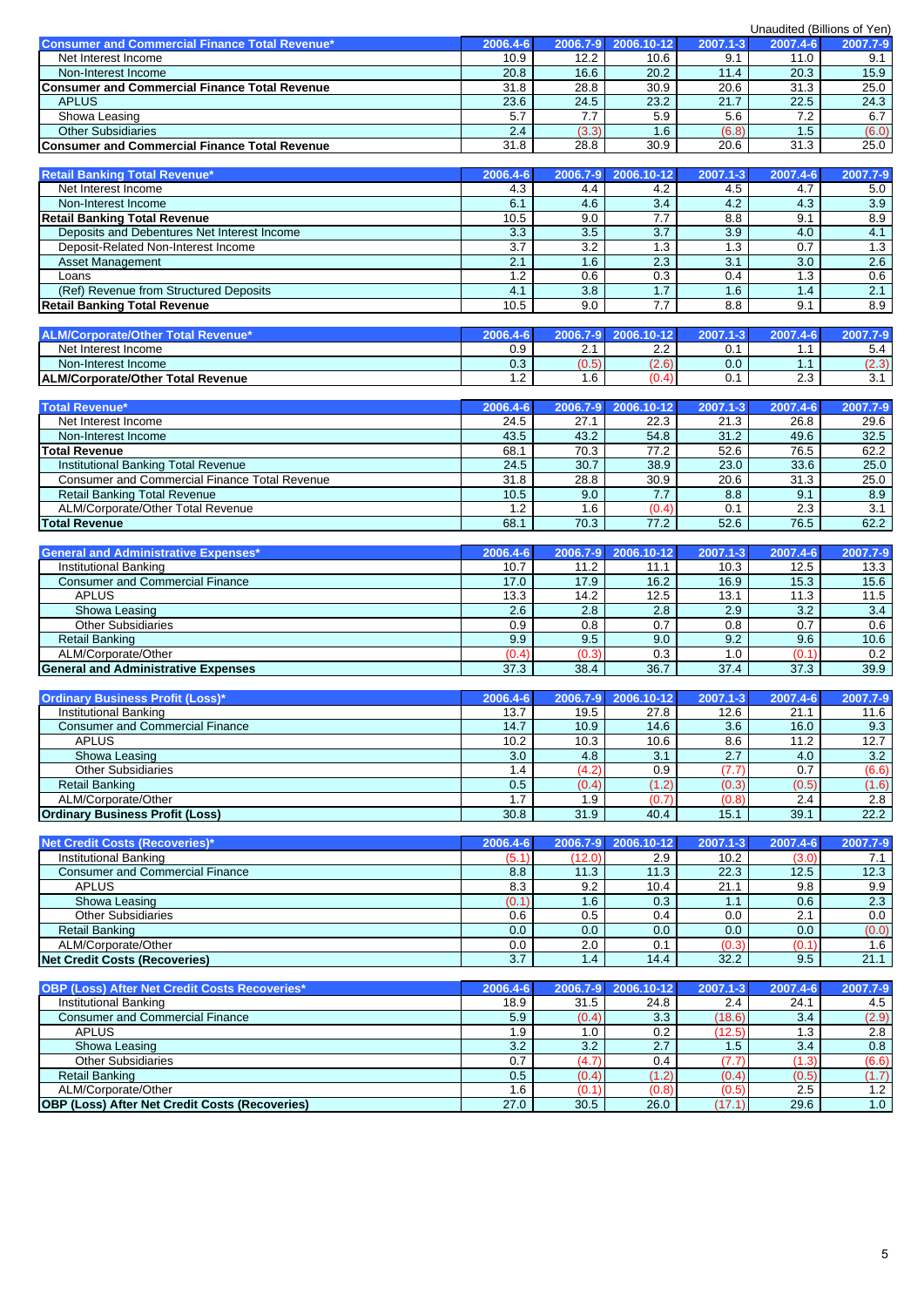Unaudited (Billions of Yen)

| Consumer and Commercial Finance Total Revenue* | 2006.4-6 | 2006.7-9 | 2006.10-12 | 2007.1-3 | 2007.4-6 | 2007.7-9 |
|---|---|---|---|---|---|---|
| Net Interest Income | 10.9 | 12.2 | 10.6 | 9.1 | 11.0 | 9.1 |
| Non-Interest Income | 20.8 | 16.6 | 20.2 | 11.4 | 20.3 | 15.9 |
| **Consumer and Commercial Finance Total Revenue** | 31.8 | 28.8 | 30.9 | 20.6 | 31.3 | 25.0 |
| APLUS | 23.6 | 24.5 | 23.2 | 21.7 | 22.5 | 24.3 |
| Showa Leasing | 5.7 | 7.7 | 5.9 | 5.6 | 7.2 | 6.7 |
| Other Subsidiaries | 2.4 | (3.3) | 1.6 | (6.8) | 1.5 | (6.0) |
| **Consumer and Commercial Finance Total Revenue** | 31.8 | 28.8 | 30.9 | 20.6 | 31.3 | 25.0 |

| Retail Banking Total Revenue* | 2006.4-6 | 2006.7-9 | 2006.10-12 | 2007.1-3 | 2007.4-6 | 2007.7-9 |
|---|---|---|---|---|---|---|
| Net Interest Income | 4.3 | 4.4 | 4.2 | 4.5 | 4.7 | 5.0 |
| Non-Interest Income | 6.1 | 4.6 | 3.4 | 4.2 | 4.3 | 3.9 |
| **Retail Banking Total Revenue** | 10.5 | 9.0 | 7.7 | 8.8 | 9.1 | 8.9 |
| Deposits and Debentures Net Interest Income | 3.3 | 3.5 | 3.7 | 3.9 | 4.0 | 4.1 |
| Deposit-Related Non-Interest Income | 3.7 | 3.2 | 1.3 | 1.3 | 0.7 | 1.3 |
| Asset Management | 2.1 | 1.6 | 2.3 | 3.1 | 3.0 | 2.6 |
| Loans | 1.2 | 0.6 | 0.3 | 0.4 | 1.3 | 0.6 |
| (Ref) Revenue from Structured Deposits | 4.1 | 3.8 | 1.7 | 1.6 | 1.4 | 2.1 |
| **Retail Banking Total Revenue** | 10.5 | 9.0 | 7.7 | 8.8 | 9.1 | 8.9 |

| ALM/Corporate/Other Total Revenue* | 2006.4-6 | 2006.7-9 | 2006.10-12 | 2007.1-3 | 2007.4-6 | 2007.7-9 |
|---|---|---|---|---|---|---|
| Net Interest Income | 0.9 | 2.1 | 2.2 | 0.1 | 1.1 | 5.4 |
| Non-Interest Income | 0.3 | (0.5) | (2.6) | 0.0 | 1.1 | (2.3) |
| **ALM/Corporate/Other Total Revenue** | 1.2 | 1.6 | (0.4) | 0.1 | 2.3 | 3.1 |

| Total Revenue* | 2006.4-6 | 2006.7-9 | 2006.10-12 | 2007.1-3 | 2007.4-6 | 2007.7-9 |
|---|---|---|---|---|---|---|
| Net Interest Income | 24.5 | 27.1 | 22.3 | 21.3 | 26.8 | 29.6 |
| Non-Interest Income | 43.5 | 43.2 | 54.8 | 31.2 | 49.6 | 32.5 |
| **Total Revenue** | 68.1 | 70.3 | 77.2 | 52.6 | 76.5 | 62.2 |
| Institutional Banking Total Revenue | 24.5 | 30.7 | 38.9 | 23.0 | 33.6 | 25.0 |
| Consumer and Commercial Finance Total Revenue | 31.8 | 28.8 | 30.9 | 20.6 | 31.3 | 25.0 |
| Retail Banking Total Revenue | 10.5 | 9.0 | 7.7 | 8.8 | 9.1 | 8.9 |
| ALM/Corporate/Other Total Revenue | 1.2 | 1.6 | (0.4) | 0.1 | 2.3 | 3.1 |
| **Total Revenue** | 68.1 | 70.3 | 77.2 | 52.6 | 76.5 | 62.2 |

| General and Administrative Expenses* | 2006.4-6 | 2006.7-9 | 2006.10-12 | 2007.1-3 | 2007.4-6 | 2007.7-9 |
|---|---|---|---|---|---|---|
| Institutional Banking | 10.7 | 11.2 | 11.1 | 10.3 | 12.5 | 13.3 |
| Consumer and Commercial Finance | 17.0 | 17.9 | 16.2 | 16.9 | 15.3 | 15.6 |
| APLUS | 13.3 | 14.2 | 12.5 | 13.1 | 11.3 | 11.5 |
| Showa Leasing | 2.6 | 2.8 | 2.8 | 2.9 | 3.2 | 3.4 |
| Other Subsidiaries | 0.9 | 0.8 | 0.7 | 0.8 | 0.7 | 0.6 |
| Retail Banking | 9.9 | 9.5 | 9.0 | 9.2 | 9.6 | 10.6 |
| ALM/Corporate/Other | (0.4) | (0.3) | 0.3 | 1.0 | (0.1) | 0.2 |
| **General and Administrative Expenses** | 37.3 | 38.4 | 36.7 | 37.4 | 37.3 | 39.9 |

| Ordinary Business Profit (Loss)* | 2006.4-6 | 2006.7-9 | 2006.10-12 | 2007.1-3 | 2007.4-6 | 2007.7-9 |
|---|---|---|---|---|---|---|
| Institutional Banking | 13.7 | 19.5 | 27.8 | 12.6 | 21.1 | 11.6 |
| Consumer and Commercial Finance | 14.7 | 10.9 | 14.6 | 3.6 | 16.0 | 9.3 |
| APLUS | 10.2 | 10.3 | 10.6 | 8.6 | 11.2 | 12.7 |
| Showa Leasing | 3.0 | 4.8 | 3.1 | 2.7 | 4.0 | 3.2 |
| Other Subsidiaries | 1.4 | (4.2) | 0.9 | (7.7) | 0.7 | (6.6) |
| Retail Banking | 0.5 | (0.4) | (1.2) | (0.3) | (0.5) | (1.6) |
| ALM/Corporate/Other | 1.7 | 1.9 | (0.7) | (0.8) | 2.4 | 2.8 |
| **Ordinary Business Profit (Loss)** | 30.8 | 31.9 | 40.4 | 15.1 | 39.1 | 22.2 |

| Net Credit Costs (Recoveries)* | 2006.4-6 | 2006.7-9 | 2006.10-12 | 2007.1-3 | 2007.4-6 | 2007.7-9 |
|---|---|---|---|---|---|---|
| Institutional Banking | (5.1) | (12.0) | 2.9 | 10.2 | (3.0) | 7.1 |
| Consumer and Commercial Finance | 8.8 | 11.3 | 11.3 | 22.3 | 12.5 | 12.3 |
| APLUS | 8.3 | 9.2 | 10.4 | 21.1 | 9.8 | 9.9 |
| Showa Leasing | (0.1) | 1.6 | 0.3 | 1.1 | 0.6 | 2.3 |
| Other Subsidiaries | 0.6 | 0.5 | 0.4 | 0.0 | 2.1 | 0.0 |
| Retail Banking | 0.0 | 0.0 | 0.0 | 0.0 | 0.0 | (0.0) |
| ALM/Corporate/Other | 0.0 | 2.0 | 0.1 | (0.3) | (0.1) | 1.6 |
| **Net Credit Costs (Recoveries)** | 3.7 | 1.4 | 14.4 | 32.2 | 9.5 | 21.1 |

| OBP (Loss) After Net Credit Costs Recoveries* | 2006.4-6 | 2006.7-9 | 2006.10-12 | 2007.1-3 | 2007.4-6 | 2007.7-9 |
|---|---|---|---|---|---|---|
| Institutional Banking | 18.9 | 31.5 | 24.8 | 2.4 | 24.1 | 4.5 |
| Consumer and Commercial Finance | 5.9 | (0.4) | 3.3 | (18.6) | 3.4 | (2.9) |
| APLUS | 1.9 | 1.0 | 0.2 | (12.5) | 1.3 | 2.8 |
| Showa Leasing | 3.2 | 3.2 | 2.7 | 1.5 | 3.4 | 0.8 |
| Other Subsidiaries | 0.7 | (4.7) | 0.4 | (7.7) | (1.3) | (6.6) |
| Retail Banking | 0.5 | (0.4) | (1.2) | (0.4) | (0.5) | (1.7) |
| ALM/Corporate/Other | 1.6 | (0.1) | (0.8) | (0.5) | 2.5 | 1.2 |
| **OBP (Loss) After Net Credit Costs (Recoveries)** | 27.0 | 30.5 | 26.0 | (17.1) | 29.6 | 1.0 |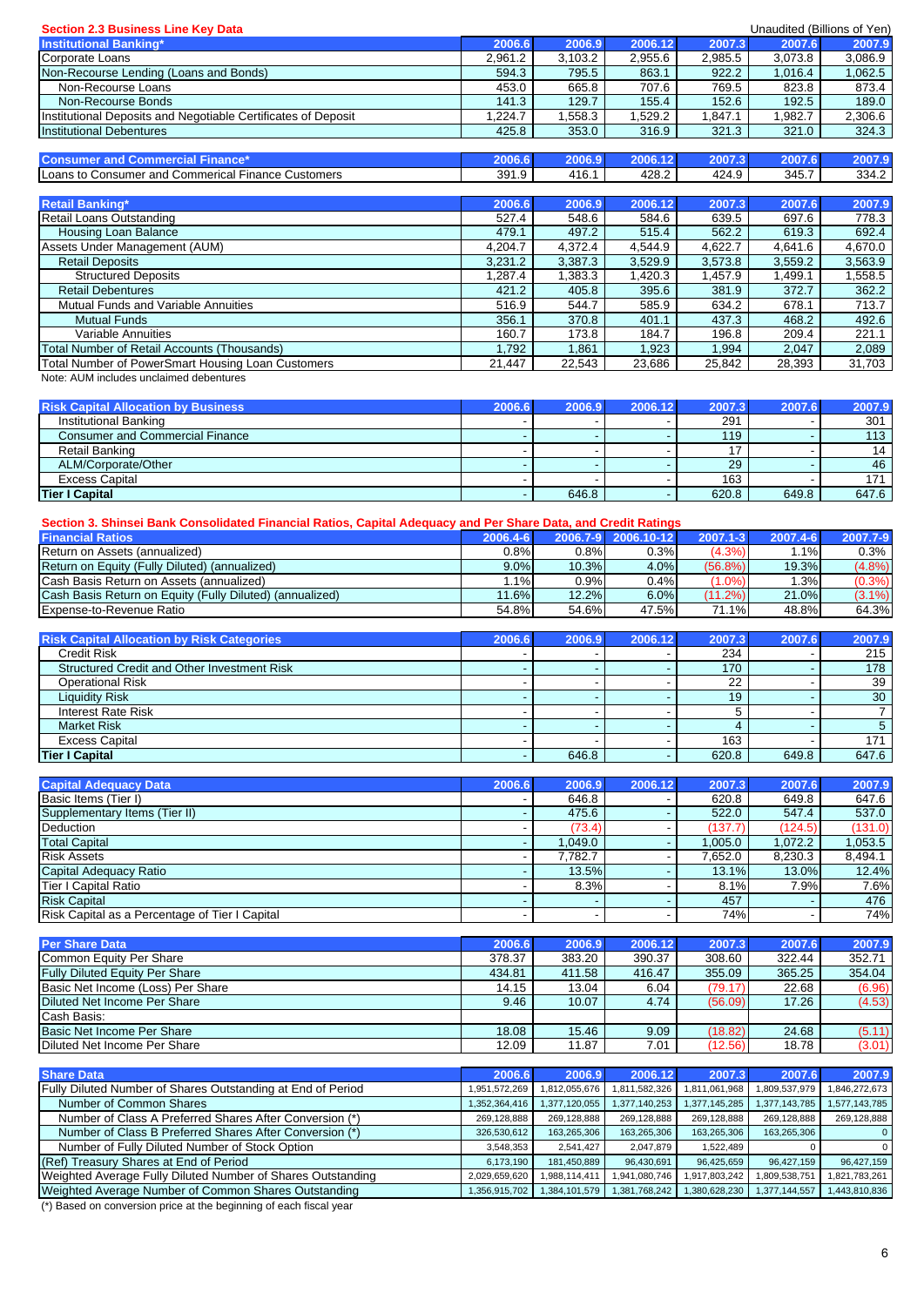## Section 2.3 Business Line Key Data

Unaudited (Billions of Yen)

| Institutional Banking* | 2006.6 | 2006.9 | 2006.12 | 2007.3 | 2007.6 | 2007.9 |
|---|---|---|---|---|---|---|
| Corporate Loans | 2,961.2 | 3,103.2 | 2,955.6 | 2,985.5 | 3,073.8 | 3,086.9 |
| Non-Recourse Lending (Loans and Bonds) | 594.3 | 795.5 | 863.1 | 922.2 | 1,016.4 | 1,062.5 |
| Non-Recourse Loans | 453.0 | 665.8 | 707.6 | 769.5 | 823.8 | 873.4 |
| Non-Recourse Bonds | 141.3 | 129.7 | 155.4 | 152.6 | 192.5 | 189.0 |
| Institutional Deposits and Negotiable Certificates of Deposit | 1,224.7 | 1,558.3 | 1,529.2 | 1,847.1 | 1,982.7 | 2,306.6 |
| Institutional Debentures | 425.8 | 353.0 | 316.9 | 321.3 | 321.0 | 324.3 |

| Consumer and Commercial Finance* | 2006.6 | 2006.9 | 2006.12 | 2007.3 | 2007.6 | 2007.9 |
|---|---|---|---|---|---|---|
| Loans to Consumer and Commerical Finance Customers | 391.9 | 416.1 | 428.2 | 424.9 | 345.7 | 334.2 |

| Retail Banking* | 2006.6 | 2006.9 | 2006.12 | 2007.3 | 2007.6 | 2007.9 |
|---|---|---|---|---|---|---|
| Retail Loans Outstanding | 527.4 | 548.6 | 584.6 | 639.5 | 697.6 | 778.3 |
| Housing Loan Balance | 479.1 | 497.2 | 515.4 | 562.2 | 619.3 | 692.4 |
| Assets Under Management (AUM) | 4,204.7 | 4,372.4 | 4,544.9 | 4,622.7 | 4,641.6 | 4,670.0 |
| Retail Deposits | 3,231.2 | 3,387.3 | 3,529.9 | 3,573.8 | 3,559.2 | 3,563.9 |
| Structured Deposits | 1,287.4 | 1,383.3 | 1,420.3 | 1,457.9 | 1,499.1 | 1,558.5 |
| Retail Debentures | 421.2 | 405.8 | 395.6 | 381.9 | 372.7 | 362.2 |
| Mutual Funds and Variable Annuities | 516.9 | 544.7 | 585.9 | 634.2 | 678.1 | 713.7 |
| Mutual Funds | 356.1 | 370.8 | 401.1 | 437.3 | 468.2 | 492.6 |
| Variable Annuities | 160.7 | 173.8 | 184.7 | 196.8 | 209.4 | 221.1 |
| Total Number of Retail Accounts (Thousands) | 1,792 | 1,861 | 1,923 | 1,994 | 2,047 | 2,089 |
| Total Number of PowerSmart Housing Loan Customers | 21,447 | 22,543 | 23,686 | 25,842 | 28,393 | 31,703 |

Note: AUM includes unclaimed debentures

| Risk Capital Allocation by Business | 2006.6 | 2006.9 | 2006.12 | 2007.3 | 2007.6 | 2007.9 |
|---|---|---|---|---|---|---|
| Institutional Banking | - | - | - | 291 | - | 301 |
| Consumer and Commercial Finance | - | - | - | 119 | - | 113 |
| Retail Banking | - | - | - | 17 | - | 14 |
| ALM/Corporate/Other | - | - | - | 29 | - | 46 |
| Excess Capital | - | - | - | 163 | - | 171 |
| Tier I Capital | - | 646.8 | - | 620.8 | 649.8 | 647.6 |

## Section 3. Shinsei Bank Consolidated Financial Ratios, Capital Adequacy and Per Share Data, and Credit Ratings

| Financial Ratios | 2006.4-6 | 2006.7-9 | 2006.10-12 | 2007.1-3 | 2007.4-6 | 2007.7-9 |
|---|---|---|---|---|---|---|
| Return on Assets (annualized) | 0.8% | 0.8% | 0.3% | (4.3%) | 1.1% | 0.3% |
| Return on Equity (Fully Diluted) (annualized) | 9.0% | 10.3% | 4.0% | (56.8%) | 19.3% | (4.8%) |
| Cash Basis Return on Assets (annualized) | 1.1% | 0.9% | 0.4% | (1.0%) | 1.3% | (0.3%) |
| Cash Basis Return on Equity (Fully Diluted) (annualized) | 11.6% | 12.2% | 6.0% | (11.2%) | 21.0% | (3.1%) |
| Expense-to-Revenue Ratio | 54.8% | 54.6% | 47.5% | 71.1% | 48.8% | 64.3% |

| Risk Capital Allocation by Risk Categories | 2006.6 | 2006.9 | 2006.12 | 2007.3 | 2007.6 | 2007.9 |
|---|---|---|---|---|---|---|
| Credit Risk | - | - | - | 234 | - | 215 |
| Structured Credit and Other Investment Risk | - | - | - | 170 | - | 178 |
| Operational Risk | - | - | - | 22 | - | 39 |
| Liquidity Risk | - | - | - | 19 | - | 30 |
| Interest Rate Risk | - | - | - | 5 | - | 7 |
| Market Risk | - | - | - | 4 | - | 5 |
| Excess Capital | - | - | - | 163 | - | 171 |
| Tier I Capital | - | 646.8 | - | 620.8 | 649.8 | 647.6 |

| Capital Adequacy Data | 2006.6 | 2006.9 | 2006.12 | 2007.3 | 2007.6 | 2007.9 |
|---|---|---|---|---|---|---|
| Basic Items (Tier I) | - | 646.8 | - | 620.8 | 649.8 | 647.6 |
| Supplementary Items (Tier II) | - | 475.6 | - | 522.0 | 547.4 | 537.0 |
| Deduction | - | (73.4) | - | (137.7) | (124.5) | (131.0) |
| Total Capital | - | 1,049.0 | - | 1,005.0 | 1,072.2 | 1,053.5 |
| Risk Assets | - | 7,782.7 | - | 7,652.0 | 8,230.3 | 8,494.1 |
| Capital Adequacy Ratio | - | 13.5% | - | 13.1% | 13.0% | 12.4% |
| Tier I Capital Ratio | - | 8.3% | - | 8.1% | 7.9% | 7.6% |
| Risk Capital | - | - | - | 457 | - | 476 |
| Risk Capital as a Percentage of Tier I Capital | - | - | - | 74% | - | 74% |

| Per Share Data | 2006.6 | 2006.9 | 2006.12 | 2007.3 | 2007.6 | 2007.9 |
|---|---|---|---|---|---|---|
| Common Equity Per Share | 378.37 | 383.20 | 390.37 | 308.60 | 322.44 | 352.71 |
| Fully Diluted Equity Per Share | 434.81 | 411.58 | 416.47 | 355.09 | 365.25 | 354.04 |
| Basic Net Income (Loss) Per Share | 14.15 | 13.04 | 6.04 | (79.17) | 22.68 | (6.96) |
| Diluted Net Income Per Share | 9.46 | 10.07 | 4.74 | (56.09) | 17.26 | (4.53) |
| Cash Basis: | | | | | | |
| Basic Net Income Per Share | 18.08 | 15.46 | 9.09 | (18.82) | 24.68 | (5.11) |
| Diluted Net Income Per Share | 12.09 | 11.87 | 7.01 | (12.56) | 18.78 | (3.01) |

| Share Data | 2006.6 | 2006.9 | 2006.12 | 2007.3 | 2007.6 | 2007.9 |
|---|---|---|---|---|---|---|
| Fully Diluted Number of Shares Outstanding at End of Period | 1,951,572,269 | 1,812,055,676 | 1,811,582,326 | 1,811,061,968 | 1,809,537,979 | 1,846,272,673 |
| Number of Common Shares | 1,352,364,416 | 1,377,120,055 | 1,377,140,253 | 1,377,145,285 | 1,377,143,785 | 1,577,143,785 |
| Number of Class A Preferred Shares After Conversion (*) | 269,128,888 | 269,128,888 | 269,128,888 | 269,128,888 | 269,128,888 | 269,128,888 |
| Number of Class B Preferred Shares After Conversion (*) | 326,530,612 | 163,265,306 | 163,265,306 | 163,265,306 | 163,265,306 | 0 |
| Number of Fully Diluted Number of Stock Option | 3,548,353 | 2,541,427 | 2,047,879 | 1,522,489 | 0 | 0 |
| (Ref) Treasury Shares at End of Period | 6,173,190 | 181,450,889 | 96,430,691 | 96,425,659 | 96,427,159 | 96,427,159 |
| Weighted Average Fully Diluted Number of Shares Outstanding | 2,029,659,620 | 1,988,114,411 | 1,941,080,746 | 1,917,803,242 | 1,809,538,751 | 1,821,783,261 |
| Weighted Average Number of Common Shares Outstanding | 1,356,915,702 | 1,384,101,579 | 1,381,768,242 | 1,380,628,230 | 1,377,144,557 | 1,443,810,836 |

(*) Based on conversion price at the beginning of each fiscal year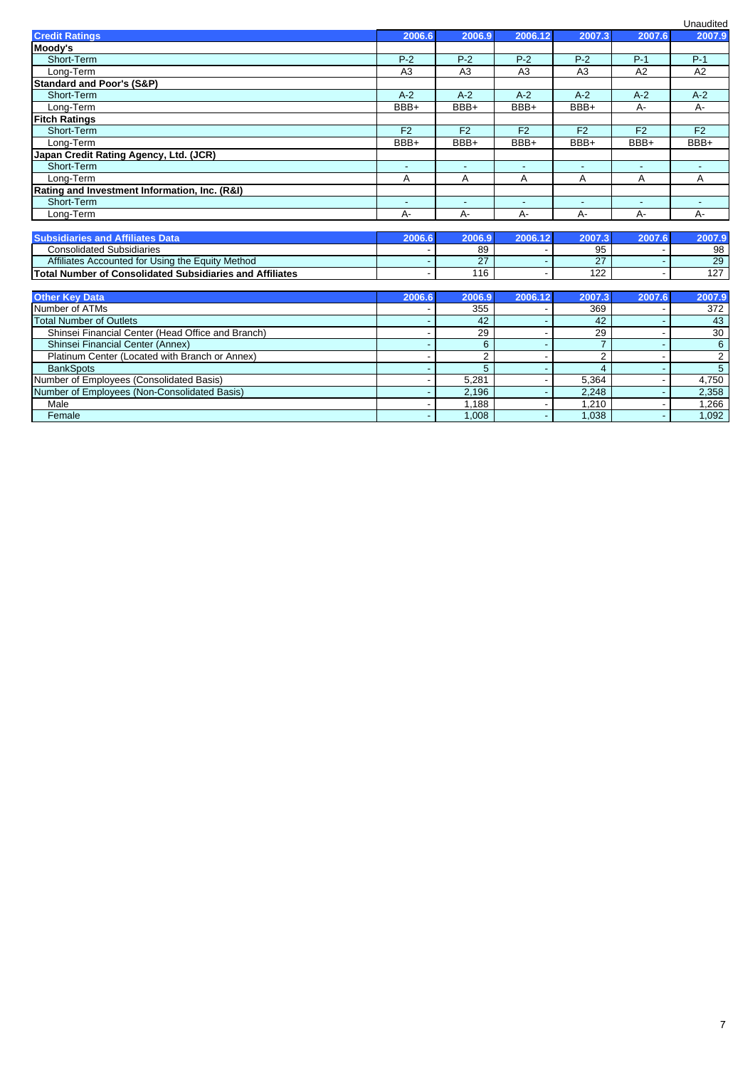Unaudited

| Credit Ratings | 2006.6 | 2006.9 | 2006.12 | 2007.3 | 2007.6 | 2007.9 |
|---|---|---|---|---|---|---|
| **Moody's** | | | | | | |
| Short-Term | P-2 | P-2 | P-2 | P-2 | P-1 | P-1 |
| Long-Term | A3 | A3 | A3 | A3 | A2 | A2 |
| **Standard and Poor's (S&P)** | | | | | | |
| Short-Term | A-2 | A-2 | A-2 | A-2 | A-2 | A-2 |
| Long-Term | BBB+ | BBB+ | BBB+ | BBB+ | A- | A- |
| **Fitch Ratings** | | | | | | |
| Short-Term | F2 | F2 | F2 | F2 | F2 | F2 |
| Long-Term | BBB+ | BBB+ | BBB+ | BBB+ | BBB+ | BBB+ |
| **Japan Credit Rating Agency, Ltd. (JCR)** | | | | | | |
| Short-Term | - | - | - | - | - | - |
| Long-Term | A | A | A | A | A | A |
| **Rating and Investment Information, Inc. (R&I)** | | | | | | |
| Short-Term | - | - | - | - | - | - |
| Long-Term | A- | A- | A- | A- | A- | A- |

| Subsidiaries and Affiliates Data | 2006.6 | 2006.9 | 2006.12 | 2007.3 | 2007.6 | 2007.9 |
|---|---|---|---|---|---|---|
| Consolidated Subsidiaries | - | 89 | - | 95 | - | 98 |
| Affiliates Accounted for Using the Equity Method | - | 27 | - | 27 | - | 29 |
| **Total Number of Consolidated Subsidiaries and Affiliates** | - | 116 | - | 122 | - | 127 |

| Other Key Data | 2006.6 | 2006.9 | 2006.12 | 2007.3 | 2007.6 | 2007.9 |
|---|---|---|---|---|---|---|
| Number of ATMs | - | 355 | - | 369 | - | 372 |
| Total Number of Outlets | - | 42 | - | 42 | - | 43 |
| Shinsei Financial Center (Head Office and Branch) | - | 29 | - | 29 | - | 30 |
| Shinsei Financial Center (Annex) | - | 6 | - | 7 | - | 6 |
| Platinum Center (Located with Branch or Annex) | - | 2 | - | 2 | - | 2 |
| BankSpots | - | 5 | - | 4 | - | 5 |
| Number of Employees (Consolidated Basis) | - | 5,281 | - | 5,364 | - | 4,750 |
| Number of Employees (Non-Consolidated Basis) | - | 2,196 | - | 2,248 | - | 2,358 |
| Male | - | 1,188 | - | 1,210 | - | 1,266 |
| Female | - | 1,008 | - | 1,038 | - | 1,092 |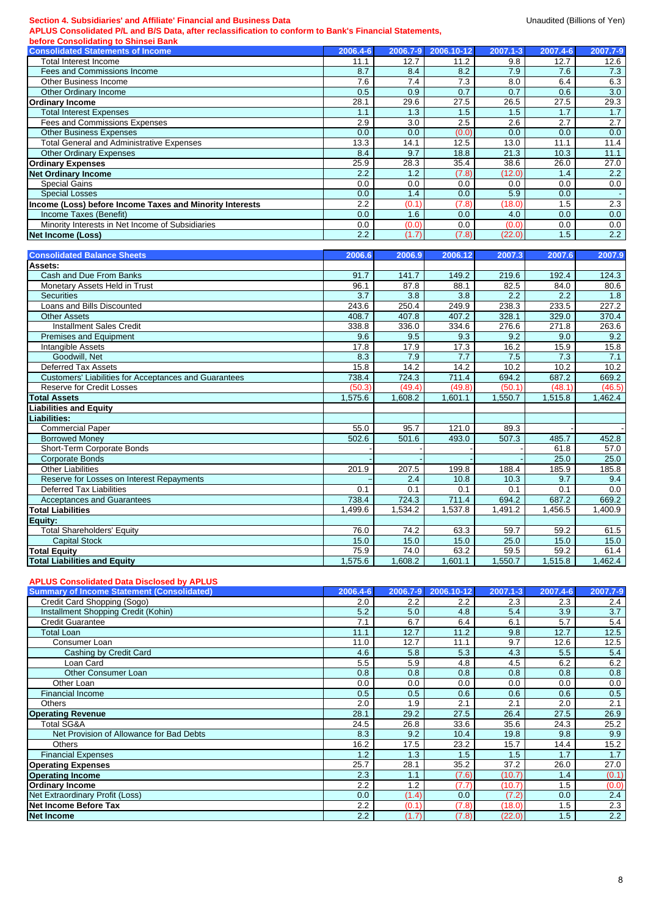**Section 4. Subsidiaries' and Affiliate' Financial and Business Data**

Unaudited (Billions of Yen)

**APLUS Consolidated P/L and B/S Data, after reclassification to conform to Bank's Financial Statements, before Consolidating to Shinsei Bank**

| Consolidated Statements of Income | 2006.4-6 | 2006.7-9 | 2006.10-12 | 2007.1-3 | 2007.4-6 | 2007.7-9 |
|---|---|---|---|---|---|---|
| Total Interest Income | 11.1 | 12.7 | 11.2 | 9.8 | 12.7 | 12.6 |
| Fees and Commissions Income | 8.7 | 8.4 | 8.2 | 7.9 | 7.6 | 7.3 |
| Other Business Income | 7.6 | 7.4 | 7.3 | 8.0 | 6.4 | 6.3 |
| Other Ordinary Income | 0.5 | 0.9 | 0.7 | 0.7 | 0.6 | 3.0 |
| **Ordinary Income** | 28.1 | 29.6 | 27.5 | 26.5 | 27.5 | 29.3 |
| Total Interest Expenses | 1.1 | 1.3 | 1.5 | 1.5 | 1.7 | 1.7 |
| Fees and Commissions Expenses | 2.9 | 3.0 | 2.5 | 2.6 | 2.7 | 2.7 |
| Other Business Expenses | 0.0 | 0.0 | (0.0) | 0.0 | 0.0 | 0.0 |
| Total General and Administrative Expenses | 13.3 | 14.1 | 12.5 | 13.0 | 11.1 | 11.4 |
| Other Ordinary Expenses | 8.4 | 9.7 | 18.8 | 21.3 | 10.3 | 11.1 |
| **Ordinary Expenses** | 25.9 | 28.3 | 35.4 | 38.6 | 26.0 | 27.0 |
| **Net Ordinary Income** | 2.2 | 1.2 | (7.8) | (12.0) | 1.4 | 2.2 |
| Special Gains | 0.0 | 0.0 | 0.0 | 0.0 | 0.0 | 0.0 |
| Special Losses | 0.0 | 1.4 | 0.0 | 5.9 | 0.0 | - |
| **Income (Loss) before Income Taxes and Minority Interests** | 2.2 | (0.1) | (7.8) | (18.0) | 1.5 | 2.3 |
| Income Taxes (Benefit) | 0.0 | 1.6 | 0.0 | 4.0 | 0.0 | 0.0 |
| Minority Interests in Net Income of Subsidiaries | 0.0 | (0.0) | 0.0 | (0.0) | 0.0 | 0.0 |
| **Net Income (Loss)** | 2.2 | (1.7) | (7.8) | (22.0) | 1.5 | 2.2 |

| Consolidated Balance Sheets | 2006.6 | 2006.9 | 2006.12 | 2007.3 | 2007.6 | 2007.9 |
|---|---|---|---|---|---|---|
| **Assets:** | | | | | | |
| Cash and Due From Banks | 91.7 | 141.7 | 149.2 | 219.6 | 192.4 | 124.3 |
| Monetary Assets Held in Trust | 96.1 | 87.8 | 88.1 | 82.5 | 84.0 | 80.6 |
| Securities | 3.7 | 3.8 | 3.8 | 2.2 | 2.2 | 1.8 |
| Loans and Bills Discounted | 243.6 | 250.4 | 249.9 | 238.3 | 233.5 | 227.2 |
| Other Assets | 408.7 | 407.8 | 407.2 | 328.1 | 329.0 | 370.4 |
| Installment Sales Credit | 338.8 | 336.0 | 334.6 | 276.6 | 271.8 | 263.6 |
| Premises and Equipment | 9.6 | 9.5 | 9.3 | 9.2 | 9.0 | 9.2 |
| Intangible Assets | 17.8 | 17.9 | 17.3 | 16.2 | 15.9 | 15.8 |
| Goodwill, Net | 8.3 | 7.9 | 7.7 | 7.5 | 7.3 | 7.1 |
| Deferred Tax Assets | 15.8 | 14.2 | 14.2 | 10.2 | 10.2 | 10.2 |
| Customers' Liabilities for Acceptances and Guarantees | 738.4 | 724.3 | 711.4 | 694.2 | 687.2 | 669.2 |
| Reserve for Credit Losses | (50.3) | (49.4) | (49.8) | (50.1) | (48.1) | (46.5) |
| **Total Assets** | 1,575.6 | 1,608.2 | 1,601.1 | 1,550.7 | 1,515.8 | 1,462.4 |
| **Liabilities and Equity** | | | | | | |
| **Liabilities:** | | | | | | |
| Commercial Paper | 55.0 | 95.7 | 121.0 | 89.3 | - | - |
| Borrowed Money | 502.6 | 501.6 | 493.0 | 507.3 | 485.7 | 452.8 |
| Short-Term Corporate Bonds | - | - | - | - | 61.8 | 57.0 |
| Corporate Bonds | - | - | - | - | 25.0 | 25.0 |
| Other Liabilities | 201.9 | 207.5 | 199.8 | 188.4 | 185.9 | 185.8 |
| Reserve for Losses on Interest Repayments | - | 2.4 | 10.8 | 10.3 | 9.7 | 9.4 |
| Deferred Tax Liabilities | 0.1 | 0.1 | 0.1 | 0.1 | 0.1 | 0.0 |
| Acceptances and Guarantees | 738.4 | 724.3 | 711.4 | 694.2 | 687.2 | 669.2 |
| **Total Liabilities** | 1,499.6 | 1,534.2 | 1,537.8 | 1,491.2 | 1,456.5 | 1,400.9 |
| **Equity:** | | | | | | |
| Total Shareholders' Equity | 76.0 | 74.2 | 63.3 | 59.7 | 59.2 | 61.5 |
| Capital Stock | 15.0 | 15.0 | 15.0 | 25.0 | 15.0 | 15.0 |
| **Total Equity** | 75.9 | 74.0 | 63.2 | 59.5 | 59.2 | 61.4 |
| **Total Liabilities and Equity** | 1,575.6 | 1,608.2 | 1,601.1 | 1,550.7 | 1,515.8 | 1,462.4 |

**APLUS Consolidated Data Disclosed by APLUS**

| Summary of Income Statement (Consolidated) | 2006.4-6 | 2006.7-9 | 2006.10-12 | 2007.1-3 | 2007.4-6 | 2007.7-9 |
|---|---|---|---|---|---|---|
| Credit Card Shopping (Sogo) | 2.0 | 2.2 | 2.2 | 2.3 | 2.3 | 2.4 |
| Installment Shopping Credit (Kohin) | 5.2 | 5.0 | 4.8 | 5.4 | 3.9 | 3.7 |
| Credit Guarantee | 7.1 | 6.7 | 6.4 | 6.1 | 5.7 | 5.4 |
| Total Loan | 11.1 | 12.7 | 11.2 | 9.8 | 12.7 | 12.5 |
| Consumer Loan | 11.0 | 12.7 | 11.1 | 9.7 | 12.6 | 12.5 |
| Cashing by Credit Card | 4.6 | 5.8 | 5.3 | 4.3 | 5.5 | 5.4 |
| Loan Card | 5.5 | 5.9 | 4.8 | 4.5 | 6.2 | 6.2 |
| Other Consumer Loan | 0.8 | 0.8 | 0.8 | 0.8 | 0.8 | 0.8 |
| Other Loan | 0.0 | 0.0 | 0.0 | 0.0 | 0.0 | 0.0 |
| Financial Income | 0.5 | 0.5 | 0.6 | 0.6 | 0.6 | 0.5 |
| Others | 2.0 | 1.9 | 2.1 | 2.1 | 2.0 | 2.1 |
| **Operating Revenue** | 28.1 | 29.2 | 27.5 | 26.4 | 27.5 | 26.9 |
| Total SG&A | 24.5 | 26.8 | 33.6 | 35.6 | 24.3 | 25.2 |
| Net Provision of Allowance for Bad Debts | 8.3 | 9.2 | 10.4 | 19.8 | 9.8 | 9.9 |
| Others | 16.2 | 17.5 | 23.2 | 15.7 | 14.4 | 15.2 |
| Financial Expenses | 1.2 | 1.3 | 1.5 | 1.5 | 1.7 | 1.7 |
| **Operating Expenses** | 25.7 | 28.1 | 35.2 | 37.2 | 26.0 | 27.0 |
| **Operating Income** | 2.3 | 1.1 | (7.6) | (10.7) | 1.4 | (0.1) |
| **Ordinary Income** | 2.2 | 1.2 | (7.7) | (10.7) | 1.5 | (0.0) |
| Net Extraordinary Profit (Loss) | 0.0 | (1.4) | 0.0 | (7.2) | 0.0 | 2.4 |
| **Net Income Before Tax** | 2.2 | (0.1) | (7.8) | (18.0) | 1.5 | 2.3 |
| **Net Income** | 2.2 | (1.7) | (7.8) | (22.0) | 1.5 | 2.2 |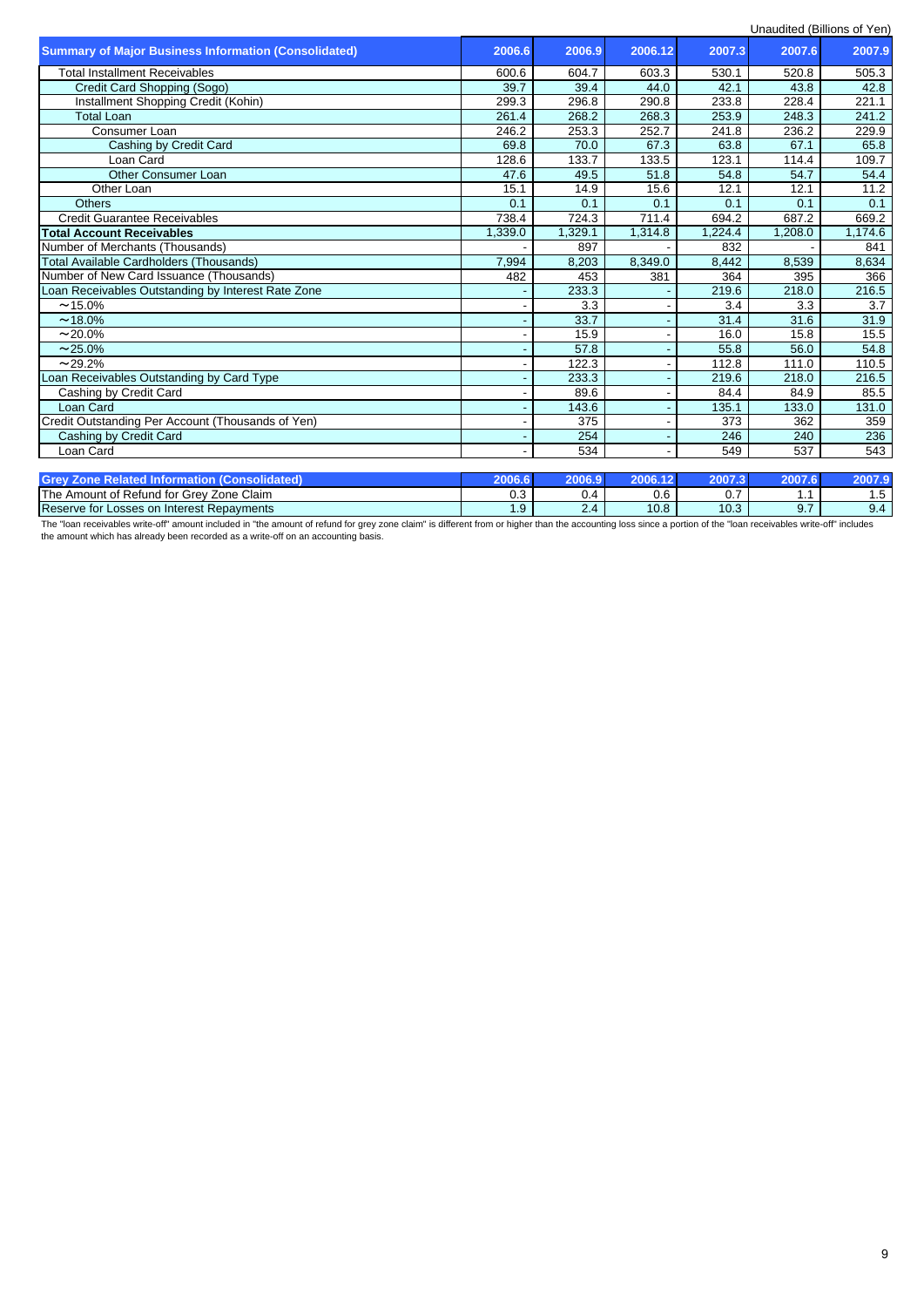Unaudited (Billions of Yen)

| Summary of Major Business Information (Consolidated) | 2006.6 | 2006.9 | 2006.12 | 2007.3 | 2007.6 | 2007.9 |
|---|---|---|---|---|---|---|
| Total Installment Receivables | 600.6 | 604.7 | 603.3 | 530.1 | 520.8 | 505.3 |
| Credit Card Shopping (Sogo) | 39.7 | 39.4 | 44.0 | 42.1 | 43.8 | 42.8 |
| Installment Shopping Credit (Kohin) | 299.3 | 296.8 | 290.8 | 233.8 | 228.4 | 221.1 |
| Total Loan | 261.4 | 268.2 | 268.3 | 253.9 | 248.3 | 241.2 |
| Consumer Loan | 246.2 | 253.3 | 252.7 | 241.8 | 236.2 | 229.9 |
| Cashing by Credit Card | 69.8 | 70.0 | 67.3 | 63.8 | 67.1 | 65.8 |
| Loan Card | 128.6 | 133.7 | 133.5 | 123.1 | 114.4 | 109.7 |
| Other Consumer Loan | 47.6 | 49.5 | 51.8 | 54.8 | 54.7 | 54.4 |
| Other Loan | 15.1 | 14.9 | 15.6 | 12.1 | 12.1 | 11.2 |
| Others | 0.1 | 0.1 | 0.1 | 0.1 | 0.1 | 0.1 |
| Credit Guarantee Receivables | 738.4 | 724.3 | 711.4 | 694.2 | 687.2 | 669.2 |
| **Total Account Receivables** | 1,339.0 | 1,329.1 | 1,314.8 | 1,224.4 | 1,208.0 | 1,174.6 |
| Number of Merchants (Thousands) | - | 897 | - | 832 | - | 841 |
| Total Available Cardholders (Thousands) | 7,994 | 8,203 | 8,349.0 | 8,442 | 8,539 | 8,634 |
| Number of New Card Issuance (Thousands) | 482 | 453 | 381 | 364 | 395 | 366 |
| Loan Receivables Outstanding by Interest Rate Zone | - | 233.3 | - | 219.6 | 218.0 | 216.5 |
| ～15.0% | - | 3.3 | - | 3.4 | 3.3 | 3.7 |
| ～18.0% | - | 33.7 | - | 31.4 | 31.6 | 31.9 |
| ～20.0% | - | 15.9 | - | 16.0 | 15.8 | 15.5 |
| ～25.0% | - | 57.8 | - | 55.8 | 56.0 | 54.8 |
| ～29.2% | - | 122.3 | - | 112.8 | 111.0 | 110.5 |
| Loan Receivables Outstanding by Card Type | - | 233.3 | - | 219.6 | 218.0 | 216.5 |
| Cashing by Credit Card | - | 89.6 | - | 84.4 | 84.9 | 85.5 |
| Loan Card | - | 143.6 | - | 135.1 | 133.0 | 131.0 |
| Credit Outstanding Per Account (Thousands of Yen) | - | 375 | - | 373 | 362 | 359 |
| Cashing by Credit Card | - | 254 | - | 246 | 240 | 236 |
| Loan Card | - | 534 | - | 549 | 537 | 543 |

| Grey Zone Related Information (Consolidated) | 2006.6 | 2006.9 | 2006.12 | 2007.3 | 2007.6 | 2007.9 |
|---|---|---|---|---|---|---|
| The Amount of Refund for Grey Zone Claim | 0.3 | 0.4 | 0.6 | 0.7 | 1.1 | 1.5 |
| Reserve for Losses on Interest Repayments | 1.9 | 2.4 | 10.8 | 10.3 | 9.7 | 9.4 |

The "loan receivables write-off" amount included in "the amount of refund for grey zone claim" is different from or higher than the accounting loss since a portion of the "loan receivables write-off" includes the amount which has already been recorded as a write-off on an accounting basis.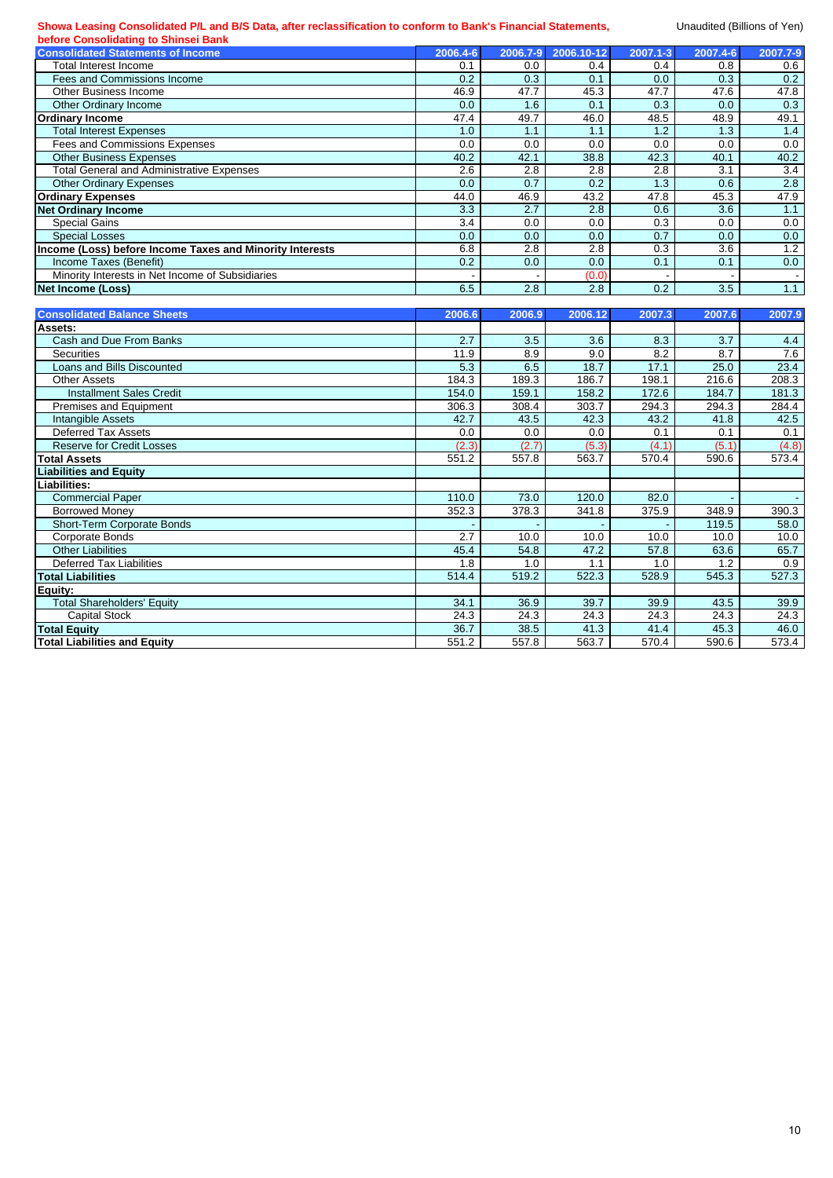**Showa Leasing Consolidated P/L and B/S Data, after reclassification to conform to Bank's Financial Statements, before Consolidating to Shinsei Bank**

Unaudited (Billions of Yen)

| Consolidated Statements of Income | 2006.4-6 | 2006.7-9 | 2006.10-12 | 2007.1-3 | 2007.4-6 | 2007.7-9 |
|---|---|---|---|---|---|---|
| Total Interest Income | 0.1 | 0.0 | 0.4 | 0.4 | 0.8 | 0.6 |
| Fees and Commissions Income | 0.2 | 0.3 | 0.1 | 0.0 | 0.3 | 0.2 |
| Other Business Income | 46.9 | 47.7 | 45.3 | 47.7 | 47.6 | 47.8 |
| Other Ordinary Income | 0.0 | 1.6 | 0.1 | 0.3 | 0.0 | 0.3 |
| **Ordinary Income** | 47.4 | 49.7 | 46.0 | 48.5 | 48.9 | 49.1 |
| Total Interest Expenses | 1.0 | 1.1 | 1.1 | 1.2 | 1.3 | 1.4 |
| Fees and Commissions Expenses | 0.0 | 0.0 | 0.0 | 0.0 | 0.0 | 0.0 |
| Other Business Expenses | 40.2 | 42.1 | 38.8 | 42.3 | 40.1 | 40.2 |
| Total General and Administrative Expenses | 2.6 | 2.8 | 2.8 | 2.8 | 3.1 | 3.4 |
| Other Ordinary Expenses | 0.0 | 0.7 | 0.2 | 1.3 | 0.6 | 2.8 |
| **Ordinary Expenses** | 44.0 | 46.9 | 43.2 | 47.8 | 45.3 | 47.9 |
| **Net Ordinary Income** | 3.3 | 2.7 | 2.8 | 0.6 | 3.6 | 1.1 |
| Special Gains | 3.4 | 0.0 | 0.0 | 0.3 | 0.0 | 0.0 |
| Special Losses | 0.0 | 0.0 | 0.0 | 0.7 | 0.0 | 0.0 |
| **Income (Loss) before Income Taxes and Minority Interests** | 6.8 | 2.8 | 2.8 | 0.3 | 3.6 | 1.2 |
| Income Taxes (Benefit) | 0.2 | 0.0 | 0.0 | 0.1 | 0.1 | 0.0 |
| Minority Interests in Net Income of Subsidiaries | - | - | (0.0) | - | - | - |
| **Net Income (Loss)** | 6.5 | 2.8 | 2.8 | 0.2 | 3.5 | 1.1 |

| Consolidated Balance Sheets | 2006.6 | 2006.9 | 2006.12 | 2007.3 | 2007.6 | 2007.9 |
|---|---|---|---|---|---|---|
| **Assets:** | | | | | | |
| Cash and Due From Banks | 2.7 | 3.5 | 3.6 | 8.3 | 3.7 | 4.4 |
| Securities | 11.9 | 8.9 | 9.0 | 8.2 | 8.7 | 7.6 |
| Loans and Bills Discounted | 5.3 | 6.5 | 18.7 | 17.1 | 25.0 | 23.4 |
| Other Assets | 184.3 | 189.3 | 186.7 | 198.1 | 216.6 | 208.3 |
| Installment Sales Credit | 154.0 | 159.1 | 158.2 | 172.6 | 184.7 | 181.3 |
| Premises and Equipment | 306.3 | 308.4 | 303.7 | 294.3 | 294.3 | 284.4 |
| Intangible Assets | 42.7 | 43.5 | 42.3 | 43.2 | 41.8 | 42.5 |
| Deferred Tax Assets | 0.0 | 0.0 | 0.0 | 0.1 | 0.1 | 0.1 |
| Reserve for Credit Losses | (2.3) | (2.7) | (5.3) | (4.1) | (5.1) | (4.8) |
| **Total Assets** | 551.2 | 557.8 | 563.7 | 570.4 | 590.6 | 573.4 |
| **Liabilities and Equity** | | | | | | |
| **Liabilities:** | | | | | | |
| Commercial Paper | 110.0 | 73.0 | 120.0 | 82.0 | - | - |
| Borrowed Money | 352.3 | 378.3 | 341.8 | 375.9 | 348.9 | 390.3 |
| Short-Term Corporate Bonds | - | - | - | - | 119.5 | 58.0 |
| Corporate Bonds | 2.7 | 10.0 | 10.0 | 10.0 | 10.0 | 10.0 |
| Other Liabilities | 45.4 | 54.8 | 47.2 | 57.8 | 63.6 | 65.7 |
| Deferred Tax Liabilities | 1.8 | 1.0 | 1.1 | 1.0 | 1.2 | 0.9 |
| **Total Liabilities** | 514.4 | 519.2 | 522.3 | 528.9 | 545.3 | 527.3 |
| **Equity:** | | | | | | |
| Total Shareholders' Equity | 34.1 | 36.9 | 39.7 | 39.9 | 43.5 | 39.9 |
| Capital Stock | 24.3 | 24.3 | 24.3 | 24.3 | 24.3 | 24.3 |
| **Total Equity** | 36.7 | 38.5 | 41.3 | 41.4 | 45.3 | 46.0 |
| **Total Liabilities and Equity** | 551.2 | 557.8 | 563.7 | 570.4 | 590.6 | 573.4 |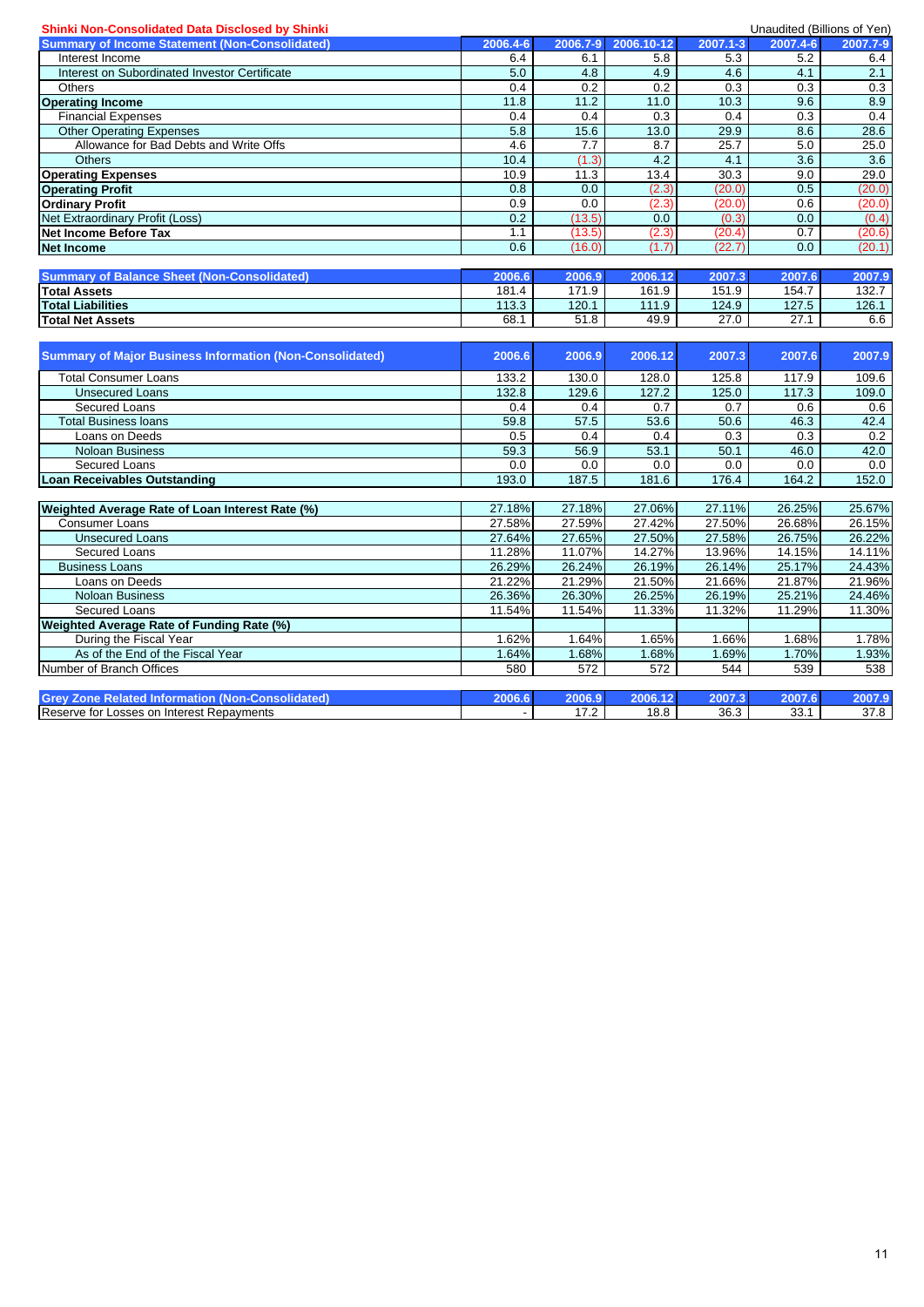**Shinki Non-Consolidated Data Disclosed by Shinki**

Unaudited (Billions of Yen)

| Summary of Income Statement (Non-Consolidated) | 2006.4-6 | 2006.7-9 | 2006.10-12 | 2007.1-3 | 2007.4-6 | 2007.7-9 |
|---|---|---|---|---|---|---|
| Interest Income | 6.4 | 6.1 | 5.8 | 5.3 | 5.2 | 6.4 |
| Interest on Subordinated Investor Certificate | 5.0 | 4.8 | 4.9 | 4.6 | 4.1 | 2.1 |
| Others | 0.4 | 0.2 | 0.2 | 0.3 | 0.3 | 0.3 |
| **Operating Income** | 11.8 | 11.2 | 11.0 | 10.3 | 9.6 | 8.9 |
| Financial Expenses | 0.4 | 0.4 | 0.3 | 0.4 | 0.3 | 0.4 |
| Other Operating Expenses | 5.8 | 15.6 | 13.0 | 29.9 | 8.6 | 28.6 |
| Allowance for Bad Debts and Write Offs | 4.6 | 7.7 | 8.7 | 25.7 | 5.0 | 25.0 |
| Others | 10.4 | (1.3) | 4.2 | 4.1 | 3.6 | 3.6 |
| **Operating Expenses** | 10.9 | 11.3 | 13.4 | 30.3 | 9.0 | 29.0 |
| **Operating Profit** | 0.8 | 0.0 | (2.3) | (20.0) | 0.5 | (20.0) |
| **Ordinary Profit** | 0.9 | 0.0 | (2.3) | (20.0) | 0.6 | (20.0) |
| Net Extraordinary Profit (Loss) | 0.2 | (13.5) | 0.0 | (0.3) | 0.0 | (0.4) |
| **Net Income Before Tax** | 1.1 | (13.5) | (2.3) | (20.4) | 0.7 | (20.6) |
| **Net Income** | 0.6 | (16.0) | (1.7) | (22.7) | 0.0 | (20.1) |

| Summary of Balance Sheet (Non-Consolidated) | 2006.6 | 2006.9 | 2006.12 | 2007.3 | 2007.6 | 2007.9 |
|---|---|---|---|---|---|---|
| **Total Assets** | 181.4 | 171.9 | 161.9 | 151.9 | 154.7 | 132.7 |
| **Total Liabilities** | 113.3 | 120.1 | 111.9 | 124.9 | 127.5 | 126.1 |
| **Total Net Assets** | 68.1 | 51.8 | 49.9 | 27.0 | 27.1 | 6.6 |

| Summary of Major Business Information (Non-Consolidated) | 2006.6 | 2006.9 | 2006.12 | 2007.3 | 2007.6 | 2007.9 |
|---|---|---|---|---|---|---|
| Total Consumer Loans | 133.2 | 130.0 | 128.0 | 125.8 | 117.9 | 109.6 |
| Unsecured Loans | 132.8 | 129.6 | 127.2 | 125.0 | 117.3 | 109.0 |
| Secured Loans | 0.4 | 0.4 | 0.7 | 0.7 | 0.6 | 0.6 |
| Total Business loans | 59.8 | 57.5 | 53.6 | 50.6 | 46.3 | 42.4 |
| Loans on Deeds | 0.5 | 0.4 | 0.4 | 0.3 | 0.3 | 0.2 |
| Noloan Business | 59.3 | 56.9 | 53.1 | 50.1 | 46.0 | 42.0 |
| Secured Loans | 0.0 | 0.0 | 0.0 | 0.0 | 0.0 | 0.0 |
| **Loan Receivables Outstanding** | 193.0 | 187.5 | 181.6 | 176.4 | 164.2 | 152.0 |
| **Weighted Average Rate of Loan Interest Rate (%)** | 27.18% | 27.18% | 27.06% | 27.11% | 26.25% | 25.67% |
| Consumer Loans | 27.58% | 27.59% | 27.42% | 27.50% | 26.68% | 26.15% |
| Unsecured Loans | 27.64% | 27.65% | 27.50% | 27.58% | 26.75% | 26.22% |
| Secured Loans | 11.28% | 11.07% | 14.27% | 13.96% | 14.15% | 14.11% |
| Business Loans | 26.29% | 26.24% | 26.19% | 26.14% | 25.17% | 24.43% |
| Loans on Deeds | 21.22% | 21.29% | 21.50% | 21.66% | 21.87% | 21.96% |
| Noloan Business | 26.36% | 26.30% | 26.25% | 26.19% | 25.21% | 24.46% |
| Secured Loans | 11.54% | 11.54% | 11.33% | 11.32% | 11.29% | 11.30% |
| **Weighted Average Rate of Funding Rate (%)** | | | | | | |
| During the Fiscal Year | 1.62% | 1.64% | 1.65% | 1.66% | 1.68% | 1.78% |
| As of the End of the Fiscal Year | 1.64% | 1.68% | 1.68% | 1.69% | 1.70% | 1.93% |
| Number of Branch Offices | 580 | 572 | 572 | 544 | 539 | 538 |

| Grey Zone Related Information (Non-Consolidated) | 2006.6 | 2006.9 | 2006.12 | 2007.3 | 2007.6 | 2007.9 |
|---|---|---|---|---|---|---|
| Reserve for Losses on Interest Repayments | - | 17.2 | 18.8 | 36.3 | 33.1 | 37.8 |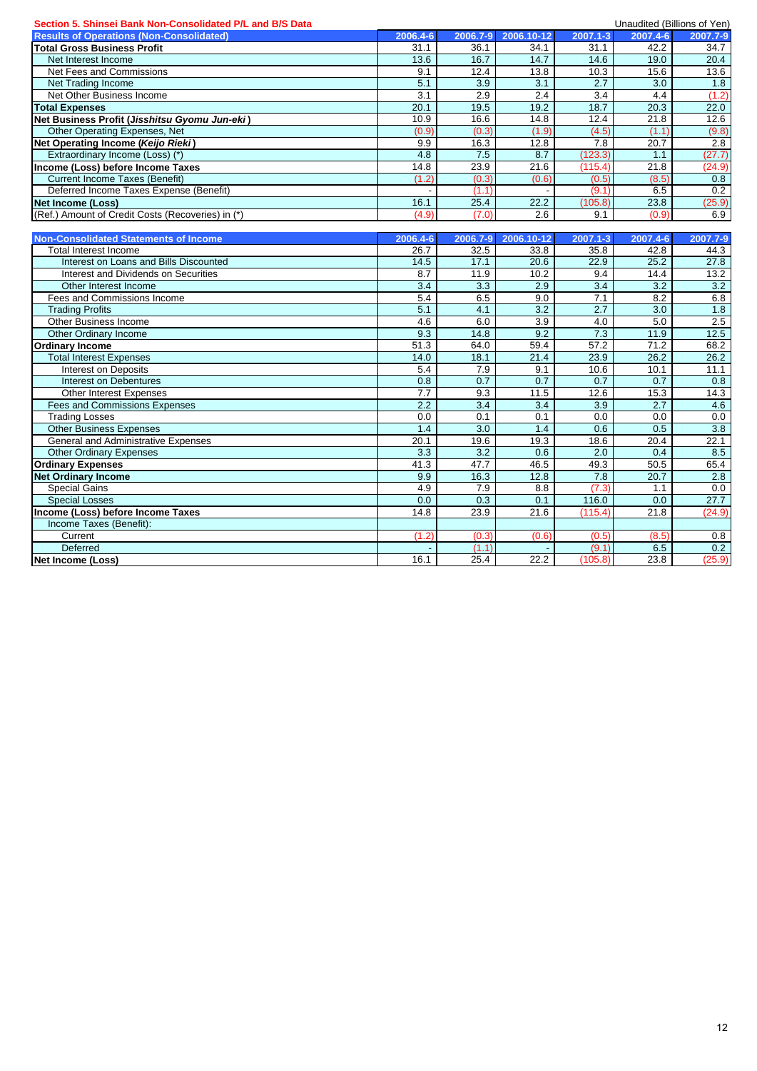## Section 5. Shinsei Bank Non-Consolidated P/L and B/S Data

Unaudited (Billions of Yen)

| Results of Operations (Non-Consolidated) | 2006.4-6 | 2006.7-9 | 2006.10-12 | 2007.1-3 | 2007.4-6 | 2007.7-9 |
|---|---|---|---|---|---|---|
| **Total Gross Business Profit** | 31.1 | 36.1 | 34.1 | 31.1 | 42.2 | 34.7 |
| Net Interest Income | 13.6 | 16.7 | 14.7 | 14.6 | 19.0 | 20.4 |
| Net Fees and Commissions | 9.1 | 12.4 | 13.8 | 10.3 | 15.6 | 13.6 |
| Net Trading Income | 5.1 | 3.9 | 3.1 | 2.7 | 3.0 | 1.8 |
| Net Other Business Income | 3.1 | 2.9 | 2.4 | 3.4 | 4.4 | (1.2) |
| **Total Expenses** | 20.1 | 19.5 | 19.2 | 18.7 | 20.3 | 22.0 |
| **Net Business Profit (*Jisshitsu Gyomu Jun-eki*)** | 10.9 | 16.6 | 14.8 | 12.4 | 21.8 | 12.6 |
| Other Operating Expenses, Net | (0.9) | (0.3) | (1.9) | (4.5) | (1.1) | (9.8) |
| **Net Operating Income (*Keijo Rieki*)** | 9.9 | 16.3 | 12.8 | 7.8 | 20.7 | 2.8 |
| Extraordinary Income (Loss) (*) | 4.8 | 7.5 | 8.7 | (123.3) | 1.1 | (27.7) |
| **Income (Loss) before Income Taxes** | 14.8 | 23.9 | 21.6 | (115.4) | 21.8 | (24.9) |
| Current Income Taxes (Benefit) | (1.2) | (0.3) | (0.6) | (0.5) | (8.5) | 0.8 |
| Deferred Income Taxes Expense (Benefit) | - | (1.1) | - | (9.1) | 6.5 | 0.2 |
| **Net Income (Loss)** | 16.1 | 25.4 | 22.2 | (105.8) | 23.8 | (25.9) |
| (Ref.) Amount of Credit Costs (Recoveries) in (*) | (4.9) | (7.0) | 2.6 | 9.1 | (0.9) | 6.9 |

| Non-Consolidated Statements of Income | 2006.4-6 | 2006.7-9 | 2006.10-12 | 2007.1-3 | 2007.4-6 | 2007.7-9 |
|---|---|---|---|---|---|---|
| Total Interest Income | 26.7 | 32.5 | 33.8 | 35.8 | 42.8 | 44.3 |
| Interest on Loans and Bills Discounted | 14.5 | 17.1 | 20.6 | 22.9 | 25.2 | 27.8 |
| Interest and Dividends on Securities | 8.7 | 11.9 | 10.2 | 9.4 | 14.4 | 13.2 |
| Other Interest Income | 3.4 | 3.3 | 2.9 | 3.4 | 3.2 | 3.2 |
| Fees and Commissions Income | 5.4 | 6.5 | 9.0 | 7.1 | 8.2 | 6.8 |
| Trading Profits | 5.1 | 4.1 | 3.2 | 2.7 | 3.0 | 1.8 |
| Other Business Income | 4.6 | 6.0 | 3.9 | 4.0 | 5.0 | 2.5 |
| Other Ordinary Income | 9.3 | 14.8 | 9.2 | 7.3 | 11.9 | 12.5 |
| **Ordinary Income** | 51.3 | 64.0 | 59.4 | 57.2 | 71.2 | 68.2 |
| Total Interest Expenses | 14.0 | 18.1 | 21.4 | 23.9 | 26.2 | 26.2 |
| Interest on Deposits | 5.4 | 7.9 | 9.1 | 10.6 | 10.1 | 11.1 |
| Interest on Debentures | 0.8 | 0.7 | 0.7 | 0.7 | 0.7 | 0.8 |
| Other Interest Expenses | 7.7 | 9.3 | 11.5 | 12.6 | 15.3 | 14.3 |
| Fees and Commissions Expenses | 2.2 | 3.4 | 3.4 | 3.9 | 2.7 | 4.6 |
| Trading Losses | 0.0 | 0.1 | 0.1 | 0.0 | 0.0 | 0.0 |
| Other Business Expenses | 1.4 | 3.0 | 1.4 | 0.6 | 0.5 | 3.8 |
| General and Administrative Expenses | 20.1 | 19.6 | 19.3 | 18.6 | 20.4 | 22.1 |
| Other Ordinary Expenses | 3.3 | 3.2 | 0.6 | 2.0 | 0.4 | 8.5 |
| **Ordinary Expenses** | 41.3 | 47.7 | 46.5 | 49.3 | 50.5 | 65.4 |
| **Net Ordinary Income** | 9.9 | 16.3 | 12.8 | 7.8 | 20.7 | 2.8 |
| Special Gains | 4.9 | 7.9 | 8.8 | (7.3) | 1.1 | 0.0 |
| Special Losses | 0.0 | 0.3 | 0.1 | 116.0 | 0.0 | 27.7 |
| **Income (Loss) before Income Taxes** | 14.8 | 23.9 | 21.6 | (115.4) | 21.8 | (24.9) |
| Income Taxes (Benefit): | | | | | | |
| Current | (1.2) | (0.3) | (0.6) | (0.5) | (8.5) | 0.8 |
| Deferred | - | (1.1) | - | (9.1) | 6.5 | 0.2 |
| **Net Income (Loss)** | 16.1 | 25.4 | 22.2 | (105.8) | 23.8 | (25.9) |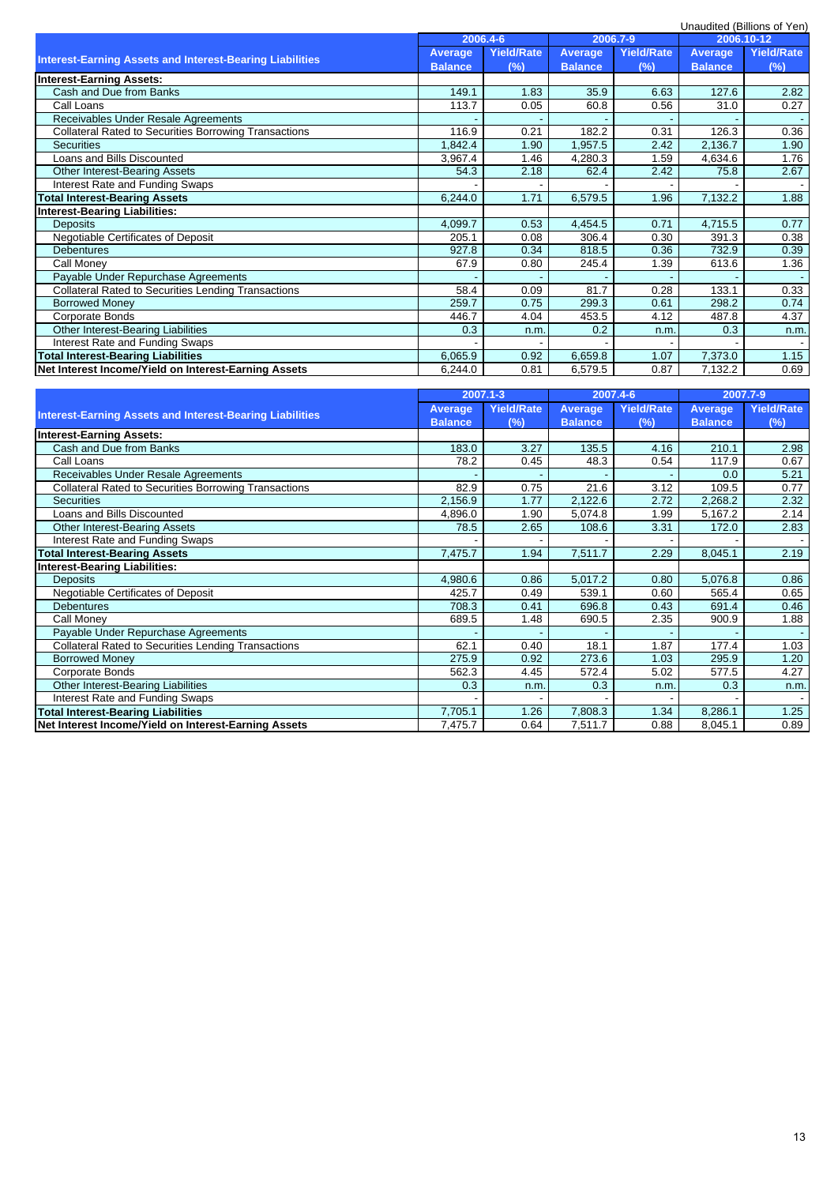Unaudited (Billions of Yen)

| Interest-Earning Assets and Interest-Bearing Liabilities | 2006.4-6 | | 2006.7-9 | | 2006.10-12 | |
|---|---|---|---|---|---|---|
| | Average Balance | Yield/Rate (%) | Average Balance | Yield/Rate (%) | Average Balance | Yield/Rate (%) |
| **Interest-Earning Assets:** | | | | | | |
| Cash and Due from Banks | 149.1 | 1.83 | 35.9 | 6.63 | 127.6 | 2.82 |
| Call Loans | 113.7 | 0.05 | 60.8 | 0.56 | 31.0 | 0.27 |
| Receivables Under Resale Agreements | - | - | - | - | - | - |
| Collateral Rated to Securities Borrowing Transactions | 116.9 | 0.21 | 182.2 | 0.31 | 126.3 | 0.36 |
| Securities | 1,842.4 | 1.90 | 1,957.5 | 2.42 | 2,136.7 | 1.90 |
| Loans and Bills Discounted | 3,967.4 | 1.46 | 4,280.3 | 1.59 | 4,634.6 | 1.76 |
| Other Interest-Bearing Assets | 54.3 | 2.18 | 62.4 | 2.42 | 75.8 | 2.67 |
| Interest Rate and Funding Swaps | - | - | - | - | - | - |
| **Total Interest-Bearing Assets** | 6,244.0 | 1.71 | 6,579.5 | 1.96 | 7,132.2 | 1.88 |
| **Interest-Bearing Liabilities:** | | | | | | |
| Deposits | 4,099.7 | 0.53 | 4,454.5 | 0.71 | 4,715.5 | 0.77 |
| Negotiable Certificates of Deposit | 205.1 | 0.08 | 306.4 | 0.30 | 391.3 | 0.38 |
| Debentures | 927.8 | 0.34 | 818.5 | 0.36 | 732.9 | 0.39 |
| Call Money | 67.9 | 0.80 | 245.4 | 1.39 | 613.6 | 1.36 |
| Payable Under Repurchase Agreements | - | - | - | - | - | - |
| Collateral Rated to Securities Lending Transactions | 58.4 | 0.09 | 81.7 | 0.28 | 133.1 | 0.33 |
| Borrowed Money | 259.7 | 0.75 | 299.3 | 0.61 | 298.2 | 0.74 |
| Corporate Bonds | 446.7 | 4.04 | 453.5 | 4.12 | 487.8 | 4.37 |
| Other Interest-Bearing Liabilities | 0.3 | n.m. | 0.2 | n.m. | 0.3 | n.m. |
| Interest Rate and Funding Swaps | - | - | - | - | - | - |
| **Total Interest-Bearing Liabilities** | 6,065.9 | 0.92 | 6,659.8 | 1.07 | 7,373.0 | 1.15 |
| **Net Interest Income/Yield on Interest-Earning Assets** | 6,244.0 | 0.81 | 6,579.5 | 0.87 | 7,132.2 | 0.69 |

| Interest-Earning Assets and Interest-Bearing Liabilities | 2007.1-3 | | 2007.4-6 | | 2007.7-9 | |
|---|---|---|---|---|---|---|
| | Average Balance | Yield/Rate (%) | Average Balance | Yield/Rate (%) | Average Balance | Yield/Rate (%) |
| **Interest-Earning Assets:** | | | | | | |
| Cash and Due from Banks | 183.0 | 3.27 | 135.5 | 4.16 | 210.1 | 2.98 |
| Call Loans | 78.2 | 0.45 | 48.3 | 0.54 | 117.9 | 0.67 |
| Receivables Under Resale Agreements | - | - | - | - | 0.0 | 5.21 |
| Collateral Rated to Securities Borrowing Transactions | 82.9 | 0.75 | 21.6 | 3.12 | 109.5 | 0.77 |
| Securities | 2,156.9 | 1.77 | 2,122.6 | 2.72 | 2,268.2 | 2.32 |
| Loans and Bills Discounted | 4,896.0 | 1.90 | 5,074.8 | 1.99 | 5,167.2 | 2.14 |
| Other Interest-Bearing Assets | 78.5 | 2.65 | 108.6 | 3.31 | 172.0 | 2.83 |
| Interest Rate and Funding Swaps | - | - | - | - | - | - |
| **Total Interest-Bearing Assets** | 7,475.7 | 1.94 | 7,511.7 | 2.29 | 8,045.1 | 2.19 |
| **Interest-Bearing Liabilities:** | | | | | | |
| Deposits | 4,980.6 | 0.86 | 5,017.2 | 0.80 | 5,076.8 | 0.86 |
| Negotiable Certificates of Deposit | 425.7 | 0.49 | 539.1 | 0.60 | 565.4 | 0.65 |
| Debentures | 708.3 | 0.41 | 696.8 | 0.43 | 691.4 | 0.46 |
| Call Money | 689.5 | 1.48 | 690.5 | 2.35 | 900.9 | 1.88 |
| Payable Under Repurchase Agreements | - | - | - | - | - | - |
| Collateral Rated to Securities Lending Transactions | 62.1 | 0.40 | 18.1 | 1.87 | 177.4 | 1.03 |
| Borrowed Money | 275.9 | 0.92 | 273.6 | 1.03 | 295.9 | 1.20 |
| Corporate Bonds | 562.3 | 4.45 | 572.4 | 5.02 | 577.5 | 4.27 |
| Other Interest-Bearing Liabilities | 0.3 | n.m. | 0.3 | n.m. | 0.3 | n.m. |
| Interest Rate and Funding Swaps | - | - | - | - | - | - |
| **Total Interest-Bearing Liabilities** | 7,705.1 | 1.26 | 7,808.3 | 1.34 | 8,286.1 | 1.25 |
| **Net Interest Income/Yield on Interest-Earning Assets** | 7,475.7 | 0.64 | 7,511.7 | 0.88 | 8,045.1 | 0.89 |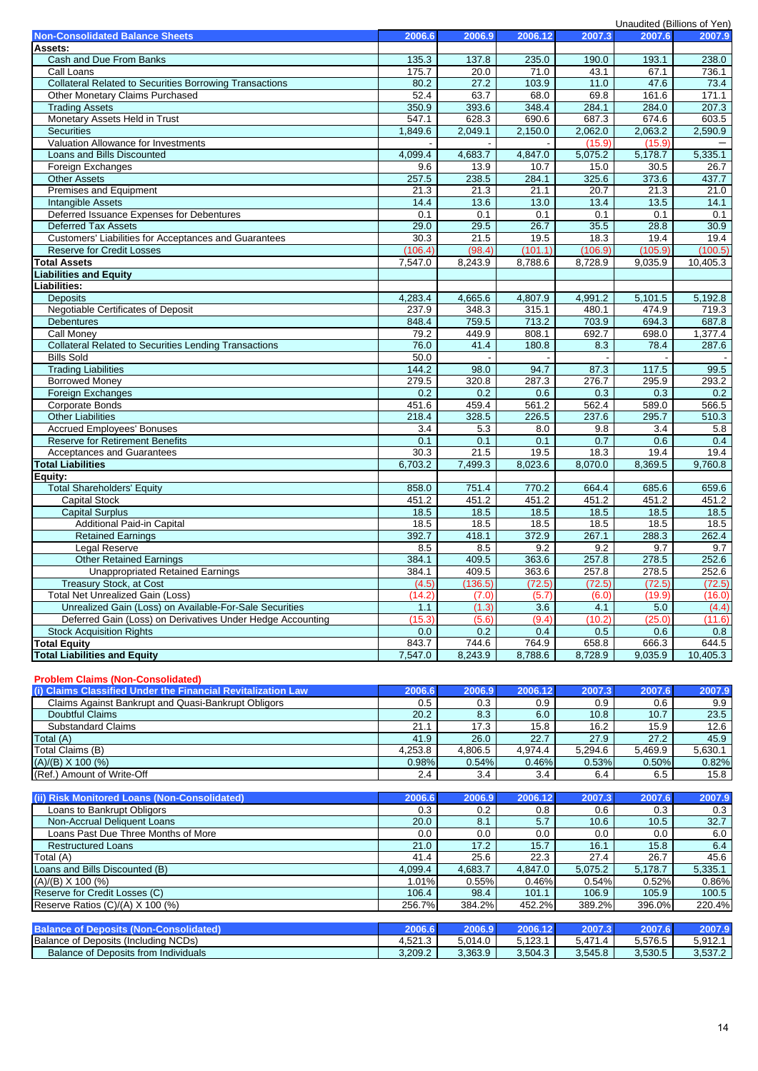Unaudited (Billions of Yen)

| Non-Consolidated Balance Sheets | 2006.6 | 2006.9 | 2006.12 | 2007.3 | 2007.6 | 2007.9 |
|---|---|---|---|---|---|---|
| **Assets:** | | | | | | |
| Cash and Due From Banks | 135.3 | 137.8 | 235.0 | 190.0 | 193.1 | 238.0 |
| Call Loans | 175.7 | 20.0 | 71.0 | 43.1 | 67.1 | 736.1 |
| Collateral Related to Securities Borrowing Transactions | 80.2 | 27.2 | 103.9 | 11.0 | 47.6 | 73.4 |
| Other Monetary Claims Purchased | 52.4 | 63.7 | 68.0 | 69.8 | 161.6 | 171.1 |
| Trading Assets | 350.9 | 393.6 | 348.4 | 284.1 | 284.0 | 207.3 |
| Monetary Assets Held in Trust | 547.1 | 628.3 | 690.6 | 687.3 | 674.6 | 603.5 |
| Securities | 1,849.6 | 2,049.1 | 2,150.0 | 2,062.0 | 2,063.2 | 2,590.9 |
| Valuation Allowance for Investments | - | - | - | (15.9) | (15.9) | – |
| Loans and Bills Discounted | 4,099.4 | 4,683.7 | 4,847.0 | 5,075.2 | 5,178.7 | 5,335.1 |
| Foreign Exchanges | 9.6 | 13.9 | 10.7 | 15.0 | 30.5 | 26.7 |
| Other Assets | 257.5 | 238.5 | 284.1 | 325.6 | 373.6 | 437.7 |
| Premises and Equipment | 21.3 | 21.3 | 21.1 | 20.7 | 21.3 | 21.0 |
| Intangible Assets | 14.4 | 13.6 | 13.0 | 13.4 | 13.5 | 14.1 |
| Deferred Issuance Expenses for Debentures | 0.1 | 0.1 | 0.1 | 0.1 | 0.1 | 0.1 |
| Deferred Tax Assets | 29.0 | 29.5 | 26.7 | 35.5 | 28.8 | 30.9 |
| Customers' Liabilities for Acceptances and Guarantees | 30.3 | 21.5 | 19.5 | 18.3 | 19.4 | 19.4 |
| Reserve for Credit Losses | (106.4) | (98.4) | (101.1) | (106.9) | (105.9) | (100.5) |
| **Total Assets** | 7,547.0 | 8,243.9 | 8,788.6 | 8,728.9 | 9,035.9 | 10,405.3 |
| **Liabilities and Equity** | | | | | | |
| **Liabilities:** | | | | | | |
| Deposits | 4,283.4 | 4,665.6 | 4,807.9 | 4,991.2 | 5,101.5 | 5,192.8 |
| Negotiable Certificates of Deposit | 237.9 | 348.3 | 315.1 | 480.1 | 474.9 | 719.3 |
| Debentures | 848.4 | 759.5 | 713.2 | 703.9 | 694.3 | 687.8 |
| Call Money | 79.2 | 449.9 | 808.1 | 692.7 | 698.0 | 1,377.4 |
| Collateral Related to Securities Lending Transactions | 76.0 | 41.4 | 180.8 | 8.3 | 78.4 | 287.6 |
| Bills Sold | 50.0 | - | - | - | - | - |
| Trading Liabilities | 144.2 | 98.0 | 94.7 | 87.3 | 117.5 | 99.5 |
| Borrowed Money | 279.5 | 320.8 | 287.3 | 276.7 | 295.9 | 293.2 |
| Foreign Exchanges | 0.2 | 0.2 | 0.6 | 0.3 | 0.3 | 0.2 |
| Corporate Bonds | 451.6 | 459.4 | 561.2 | 562.4 | 589.0 | 566.5 |
| Other Liabilities | 218.4 | 328.5 | 226.5 | 237.6 | 295.7 | 510.3 |
| Accrued Employees' Bonuses | 3.4 | 5.3 | 8.0 | 9.8 | 3.4 | 5.8 |
| Reserve for Retirement Benefits | 0.1 | 0.1 | 0.1 | 0.7 | 0.6 | 0.4 |
| Acceptances and Guarantees | 30.3 | 21.5 | 19.5 | 18.3 | 19.4 | 19.4 |
| **Total Liabilities** | 6,703.2 | 7,499.3 | 8,023.6 | 8,070.0 | 8,369.5 | 9,760.8 |
| **Equity:** | | | | | | |
| Total Shareholders' Equity | 858.0 | 751.4 | 770.2 | 664.4 | 685.6 | 659.6 |
| Capital Stock | 451.2 | 451.2 | 451.2 | 451.2 | 451.2 | 451.2 |
| Capital Surplus | 18.5 | 18.5 | 18.5 | 18.5 | 18.5 | 18.5 |
| Additional Paid-in Capital | 18.5 | 18.5 | 18.5 | 18.5 | 18.5 | 18.5 |
| Retained Earnings | 392.7 | 418.1 | 372.9 | 267.1 | 288.3 | 262.4 |
| Legal Reserve | 8.5 | 8.5 | 9.2 | 9.2 | 9.7 | 9.7 |
| Other Retained Earnings | 384.1 | 409.5 | 363.6 | 257.8 | 278.5 | 252.6 |
| Unappropriated Retained Earnings | 384.1 | 409.5 | 363.6 | 257.8 | 278.5 | 252.6 |
| Treasury Stock, at Cost | (4.5) | (136.5) | (72.5) | (72.5) | (72.5) | (72.5) |
| Total Net Unrealized Gain (Loss) | (14.2) | (7.0) | (5.7) | (6.0) | (19.9) | (16.0) |
| Unrealized Gain (Loss) on Available-For-Sale Securities | 1.1 | (1.3) | 3.6 | 4.1 | 5.0 | (4.4) |
| Deferred Gain (Loss) on Derivatives Under Hedge Accounting | (15.3) | (5.6) | (9.4) | (10.2) | (25.0) | (11.6) |
| Stock Acquisition Rights | 0.0 | 0.2 | 0.4 | 0.5 | 0.6 | 0.8 |
| **Total Equity** | 843.7 | 744.6 | 764.9 | 658.8 | 666.3 | 644.5 |
| **Total Liabilities and Equity** | 7,547.0 | 8,243.9 | 8,788.6 | 8,728.9 | 9,035.9 | 10,405.3 |

**Problem Claims (Non-Consolidated)**

| (i) Claims Classified Under the Financial Revitalization Law | 2006.6 | 2006.9 | 2006.12 | 2007.3 | 2007.6 | 2007.9 |
|---|---|---|---|---|---|---|
| Claims Against Bankrupt and Quasi-Bankrupt Obligors | 0.5 | 0.3 | 0.9 | 0.9 | 0.6 | 9.9 |
| Doubtful Claims | 20.2 | 8.3 | 6.0 | 10.8 | 10.7 | 23.5 |
| Substandard Claims | 21.1 | 17.3 | 15.8 | 16.2 | 15.9 | 12.6 |
| Total (A) | 41.9 | 26.0 | 22.7 | 27.9 | 27.2 | 45.9 |
| Total Claims (B) | 4,253.8 | 4,806.5 | 4,974.4 | 5,294.6 | 5,469.9 | 5,630.1 |
| (A)/(B) X 100 (%) | 0.98% | 0.54% | 0.46% | 0.53% | 0.50% | 0.82% |
| (Ref.) Amount of Write-Off | 2.4 | 3.4 | 3.4 | 6.4 | 6.5 | 15.8 |

| (ii) Risk Monitored Loans (Non-Consolidated) | 2006.6 | 2006.9 | 2006.12 | 2007.3 | 2007.6 | 2007.9 |
|---|---|---|---|---|---|---|
| Loans to Bankrupt Obligors | 0.3 | 0.2 | 0.8 | 0.6 | 0.3 | 0.3 |
| Non-Accrual Deliquent Loans | 20.0 | 8.1 | 5.7 | 10.6 | 10.5 | 32.7 |
| Loans Past Due Three Months of More | 0.0 | 0.0 | 0.0 | 0.0 | 0.0 | 6.0 |
| Restructured Loans | 21.0 | 17.2 | 15.7 | 16.1 | 15.8 | 6.4 |
| Total (A) | 41.4 | 25.6 | 22.3 | 27.4 | 26.7 | 45.6 |
| Loans and Bills Discounted (B) | 4,099.4 | 4,683.7 | 4,847.0 | 5,075.2 | 5,178.7 | 5,335.1 |
| (A)/(B) X 100 (%) | 1.01% | 0.55% | 0.46% | 0.54% | 0.52% | 0.86% |
| Reserve for Credit Losses (C) | 106.4 | 98.4 | 101.1 | 106.9 | 105.9 | 100.5 |
| Reserve Ratios (C)/(A) X 100 (%) | 256.7% | 384.2% | 452.2% | 389.2% | 396.0% | 220.4% |

| Balance of Deposits (Non-Consolidated) | 2006.6 | 2006.9 | 2006.12 | 2007.3 | 2007.6 | 2007.9 |
|---|---|---|---|---|---|---|
| Balance of Deposits (Including NCDs) | 4,521.3 | 5,014.0 | 5,123.1 | 5,471.4 | 5,576.5 | 5,912.1 |
| Balance of Deposits from Individuals | 3,209.2 | 3,363.9 | 3,504.3 | 3,545.8 | 3,530.5 | 3,537.2 |